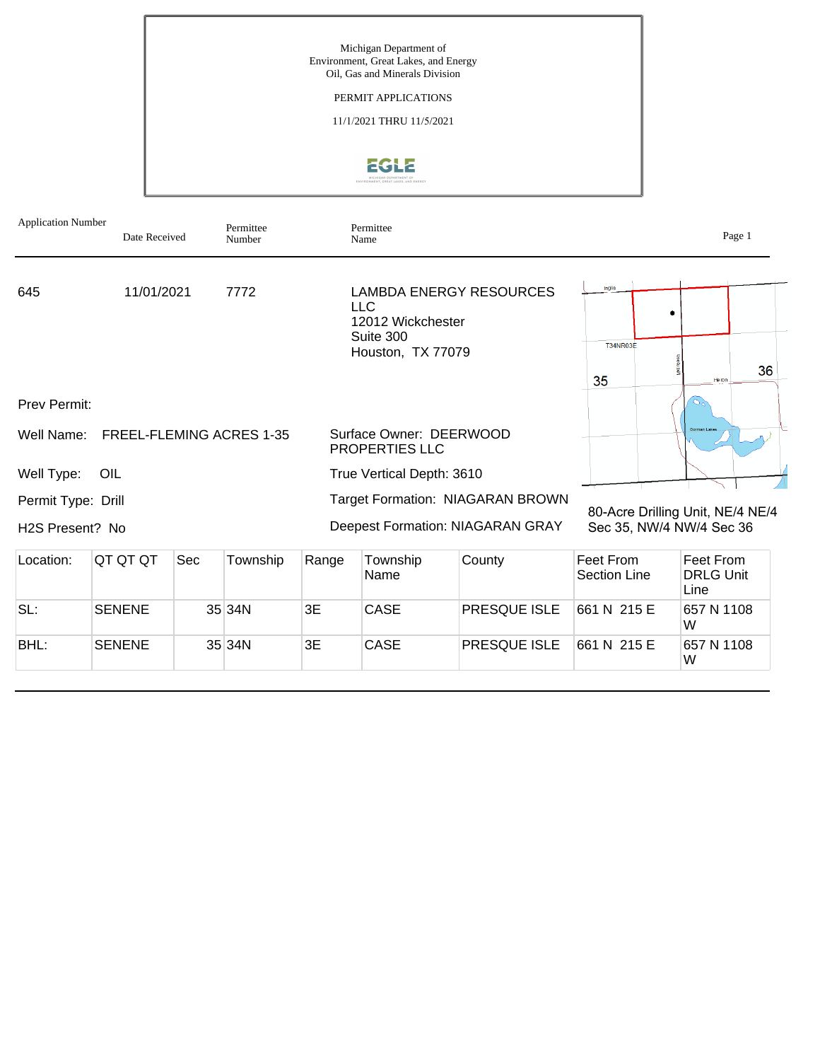Michigan Department of
Environment, Great Lakes, and Energy
Oil, Gas and Minerals Division

PERMIT APPLICATIONS

11/1/2021 THRU 11/5/2021

| Application Number | Date Received | Permittee Number | Permittee Name |
|---|---|---|---|
| 645 | 11/01/2021 | 7772 | LAMBDA ENERGY RESOURCES LLC<br>12012 Wickchester<br>Suite 300<br>Houston, TX 77079 |

Prev Permit:

Well Name: FREEL-FLEMING ACRES 1-35

Surface Owner: DEERWOOD PROPERTIES LLC

Well Type: OIL

True Vertical Depth: 3610

Permit Type: Drill

Target Formation: NIAGARAN BROWN

H2S Present? No

Deepest Formation: NIAGARAN GRAY

80-Acre Drilling Unit, NE/4 NE/4 Sec 35, NW/4 NW/4 Sec 36

| Location: | QT QT QT | Sec | Township | Range | Township Name | County | Feet From Section Line | Feet From DRLG Unit Line |
|---|---|---|---|---|---|---|---|---|
| SL: | SENENE | 35 | 34N | 3E | CASE | PRESQUE ISLE | 661 N 215 E | 657 N 1108 W |
| BHL: | SENENE | 35 | 34N | 3E | CASE | PRESQUE ISLE | 661 N 215 E | 657 N 1108 W |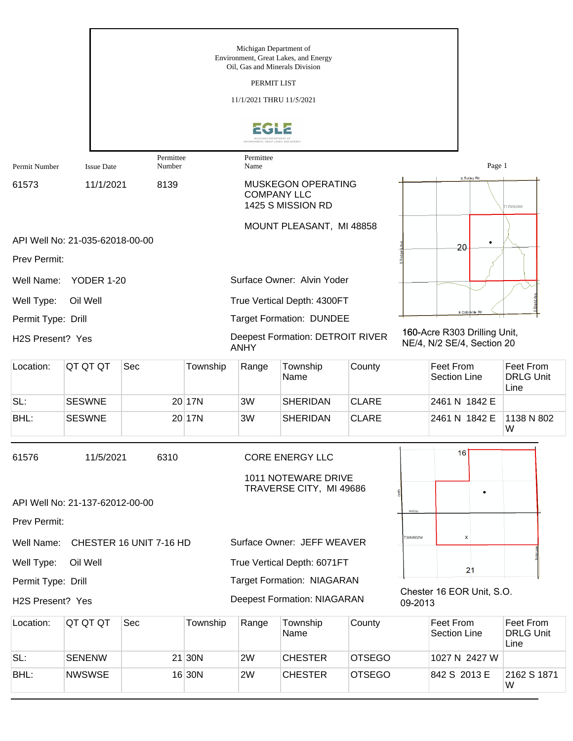Michigan Department of
Environment, Great Lakes, and Energy
Oil, Gas and Minerals Division

PERMIT LIST

11/1/2021 THRU 11/5/2021

| Permit Number | Issue Date | Permittee Number | Permittee Name |
|---|---|---|---|

61573 | 11/1/2021 | 8139 | MUSKEGON OPERATING COMPANY LLC
1425 S MISSION RD
MOUNT PLEASANT, MI 48858

API Well No: 21-035-62018-00-00

Prev Permit:

Well Name: YODER 1-20

Well Type: Oil Well

Permit Type: Drill

H2S Present? Yes

Surface Owner: Alvin Yoder

True Vertical Depth: 4300FT

Target Formation: DUNDEE

Deepest Formation: DETROIT RIVER ANHY

160-Acre R303 Drilling Unit, NE/4, N/2 SE/4, Section 20

| Location: | QT QT QT | Sec | Township | Range | Township Name | County | Feet From Section Line | Feet From DRLG Unit Line |
|---|---|---|---|---|---|---|---|---|
| SL: | SESWNE | 20 | 17N | 3W | SHERIDAN | CLARE | 2461 N 1842 E | |
| BHL: | SESWNE | 20 | 17N | 3W | SHERIDAN | CLARE | 2461 N 1842 E | 1138 N 802 W |

---

61576 | 11/5/2021 | 6310 | CORE ENERGY LLC
1011 NOTEWARE DRIVE
TRAVERSE CITY, MI 49686

API Well No: 21-137-62012-00-00

Prev Permit:

Well Name: CHESTER 16 UNIT 7-16 HD

Well Type: Oil Well

Permit Type: Drill

H2S Present? Yes

Surface Owner: JEFF WEAVER

True Vertical Depth: 6071FT

Target Formation: NIAGARAN

Deepest Formation: NIAGARAN

Chester 16 EOR Unit, S.O. 09-2013

| Location: | QT QT QT | Sec | Township | Range | Township Name | County | Feet From Section Line | Feet From DRLG Unit Line |
|---|---|---|---|---|---|---|---|---|
| SL: | SENENW | 21 | 30N | 2W | CHESTER | OTSEGO | 1027 N 2427 W | |
| BHL: | NWSWSE | 16 | 30N | 2W | CHESTER | OTSEGO | 842 S 2013 E | 2162 S 1871 W |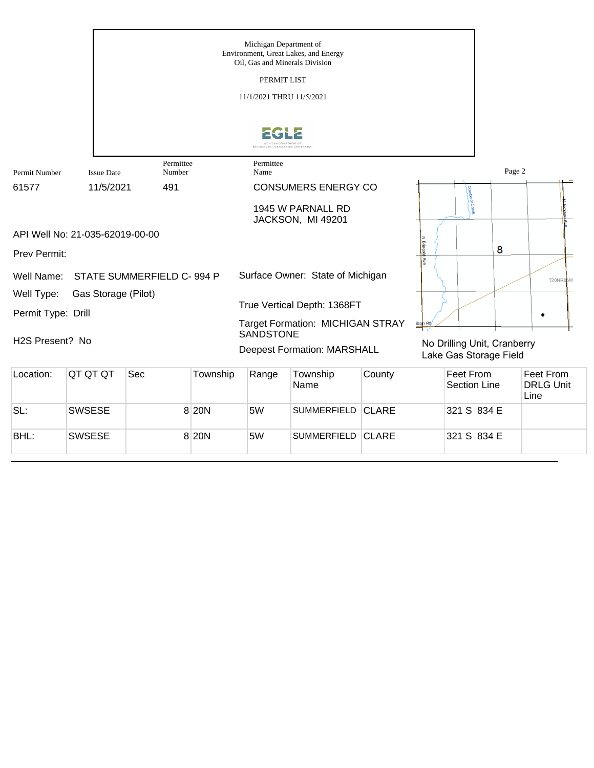Michigan Department of
Environment, Great Lakes, and Energy
Oil, Gas and Minerals Division

PERMIT LIST

11/1/2021 THRU 11/5/2021

| Permit Number | Issue Date | Permittee Number | Permittee Name |
|---|---|---|---|
| 61577 | 11/5/2021 | 491 | CONSUMERS ENERGY CO |

1945 W PARNALL RD
JACKSON, MI 49201

API Well No: 21-035-62019-00-00

Prev Permit:

Well Name: STATE SUMMERFIELD C- 994 P

Well Type: Gas Storage (Pilot)

Permit Type: Drill

H2S Present? No

Surface Owner: State of Michigan

True Vertical Depth: 1368FT

Target Formation: MICHIGAN STRAY SANDSTONE

Deepest Formation: MARSHALL

No Drilling Unit, Cranberry Lake Gas Storage Field

| Location: | QT QT QT | Sec | Township | Range | Township Name | County | Feet From Section Line | Feet From DRLG Unit Line |
|---|---|---|---|---|---|---|---|---|
| SL: | SWSESE | 8 | 20N | 5W | SUMMERFIELD | CLARE | 321 S 834 E | |
| BHL: | SWSESE | 8 | 20N | 5W | SUMMERFIELD | CLARE | 321 S 834 E | |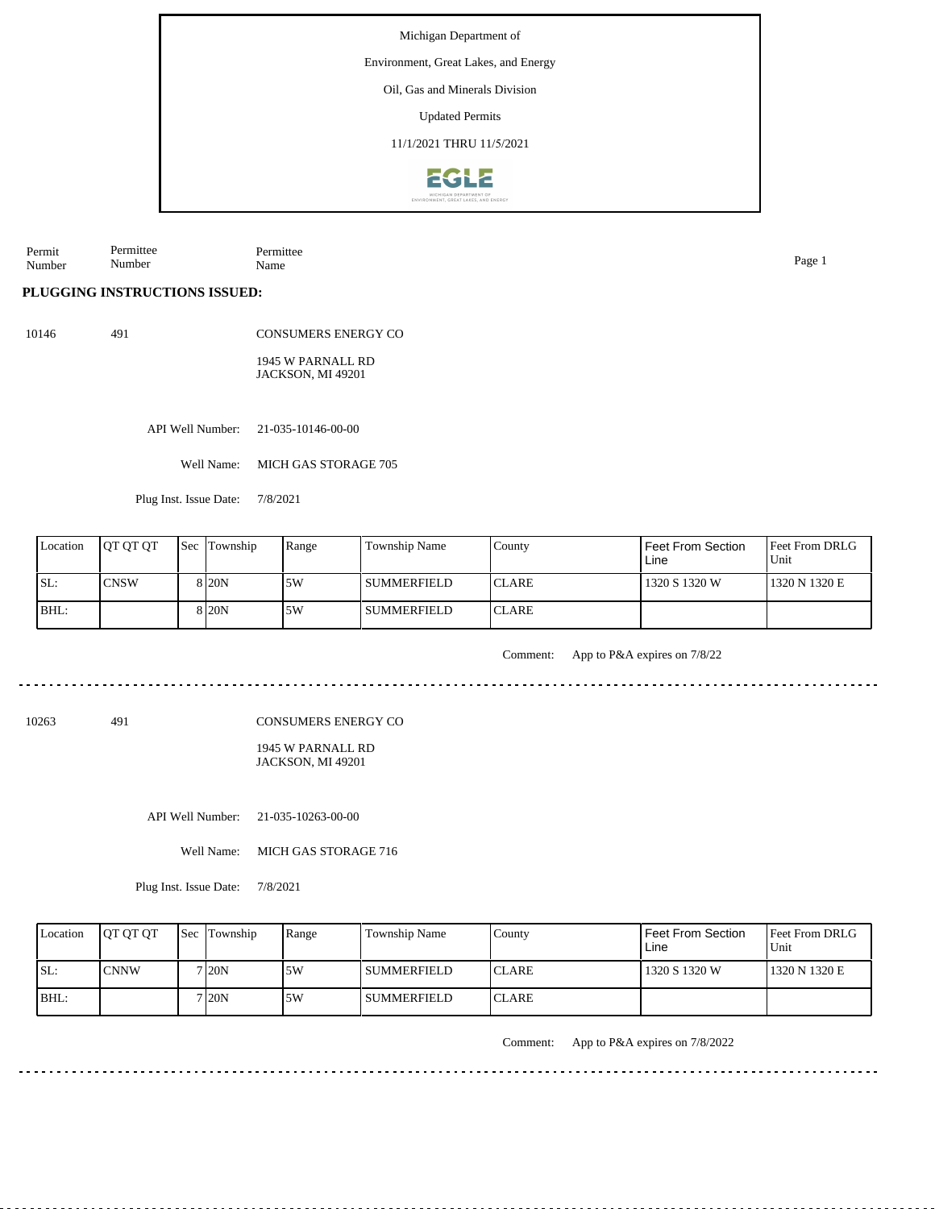Michigan Department of

Environment, Great Lakes, and Energy

Oil, Gas and Minerals Division

Updated Permits

11/1/2021 THRU 11/5/2021

| Permit Number | Permittee Number | Permittee Name |
|---|---|---|

**PLUGGING INSTRUCTIONS ISSUED:**

10146 491 CONSUMERS ENERGY CO

1945 W PARNALL RD
JACKSON, MI 49201

API Well Number: 21-035-10146-00-00

Well Name: MICH GAS STORAGE 705

Plug Inst. Issue Date: 7/8/2021

| Location | QT QT QT | Sec | Township | Range | Township Name | County | Feet From Section Line | Feet From DRLG Unit |
|---|---|---|---|---|---|---|---|---|
| SL: | CNSW | 8 | 20N | 5W | SUMMERFIELD | CLARE | 1320 S 1320 W | 1320 N 1320 E |
| BHL: | | 8 | 20N | 5W | SUMMERFIELD | CLARE | | |

Comment: App to P&A expires on 7/8/22

---

10263 491 CONSUMERS ENERGY CO

1945 W PARNALL RD
JACKSON, MI 49201

API Well Number: 21-035-10263-00-00

Well Name: MICH GAS STORAGE 716

Plug Inst. Issue Date: 7/8/2021

| Location | QT QT QT | Sec | Township | Range | Township Name | County | Feet From Section Line | Feet From DRLG Unit |
|---|---|---|---|---|---|---|---|---|
| SL: | CNNW | 7 | 20N | 5W | SUMMERFIELD | CLARE | 1320 S 1320 W | 1320 N 1320 E |
| BHL: | | 7 | 20N | 5W | SUMMERFIELD | CLARE | | |

Comment: App to P&A expires on 7/8/2022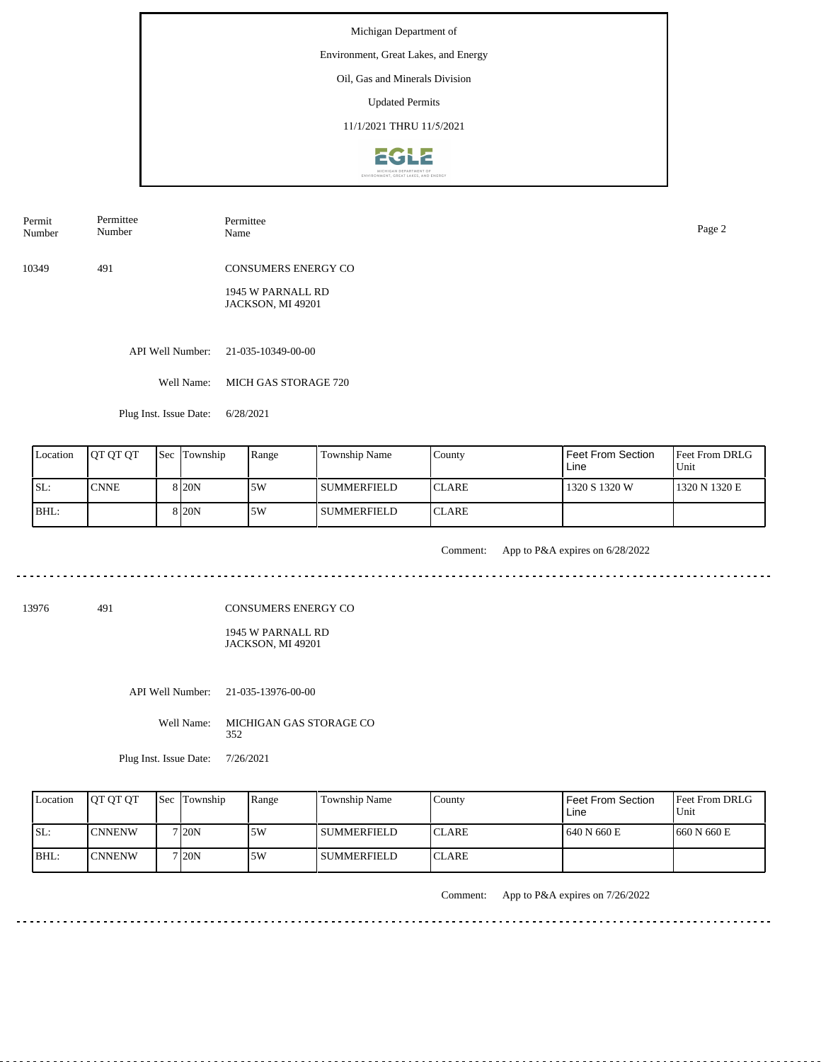Michigan Department of

Environment, Great Lakes, and Energy

Oil, Gas and Minerals Division

Updated Permits

11/1/2021 THRU 11/5/2021

| Permit Number | Permittee Number | Permittee Name |
|---|---|---|
| 10349 | 491 | CONSUMERS ENERGY CO<br>1945 W PARNALL RD<br>JACKSON, MI 49201 |

API Well Number: 21-035-10349-00-00

Well Name: MICH GAS STORAGE 720

Plug Inst. Issue Date: 6/28/2021

| Location | QT QT QT | Sec | Township | Range | Township Name | County | Feet From Section Line | Feet From DRLG Unit |
|---|---|---|---|---|---|---|---|---|
| SL: | CNNE | 8 | 20N | 5W | SUMMERFIELD | CLARE | 1320 S 1320 W | 1320 N 1320 E |
| BHL: | | 8 | 20N | 5W | SUMMERFIELD | CLARE | | |

Comment: App to P&A expires on 6/28/2022

---

| Permit Number | Permittee Number | Permittee Name |
|---|---|---|
| 13976 | 491 | CONSUMERS ENERGY CO<br>1945 W PARNALL RD<br>JACKSON, MI 49201 |

API Well Number: 21-035-13976-00-00

Well Name: MICHIGAN GAS STORAGE CO 352

Plug Inst. Issue Date: 7/26/2021

| Location | QT QT QT | Sec | Township | Range | Township Name | County | Feet From Section Line | Feet From DRLG Unit |
|---|---|---|---|---|---|---|---|---|
| SL: | CNNENW | 7 | 20N | 5W | SUMMERFIELD | CLARE | 640 N 660 E | 660 N 660 E |
| BHL: | CNNENW | 7 | 20N | 5W | SUMMERFIELD | CLARE | | |

Comment: App to P&A expires on 7/26/2022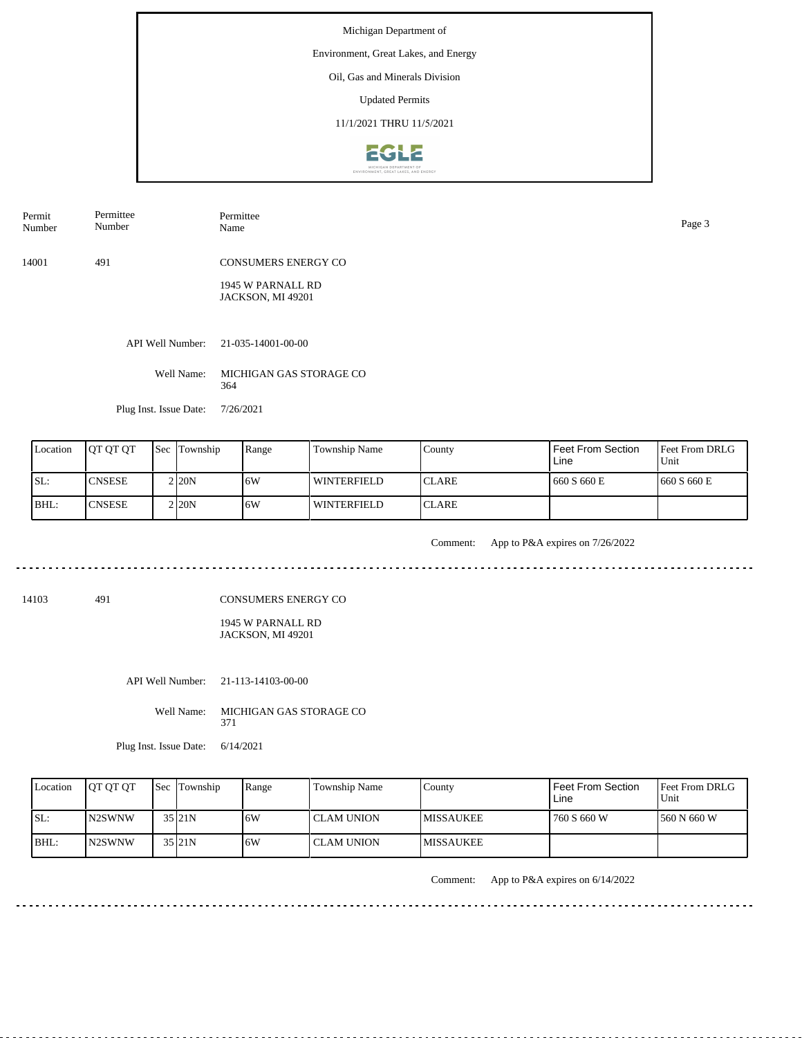Michigan Department of

Environment, Great Lakes, and Energy

Oil, Gas and Minerals Division

Updated Permits

11/1/2021 THRU 11/5/2021

| Permit Number | Permittee Number | Permittee Name |
|---|---|---|
| 14001 | 491 | CONSUMERS ENERGY CO<br>1945 W PARNALL RD<br>JACKSON, MI 49201 |

API Well Number: 21-035-14001-00-00

Well Name: MICHIGAN GAS STORAGE CO 364

Plug Inst. Issue Date: 7/26/2021

| Location | QT QT QT | Sec | Township | Range | Township Name | County | Feet From Section Line | Feet From DRLG Unit |
|---|---|---|---|---|---|---|---|---|
| SL: | CNSESE | 2 | 20N | 6W | WINTERFIELD | CLARE | 660 S 660 E | 660 S 660 E |
| BHL: | CNSESE | 2 | 20N | 6W | WINTERFIELD | CLARE | | |

Comment: App to P&A expires on 7/26/2022

---

| Permit Number | Permittee Number | Permittee Name |
|---|---|---|
| 14103 | 491 | CONSUMERS ENERGY CO<br>1945 W PARNALL RD<br>JACKSON, MI 49201 |

API Well Number: 21-113-14103-00-00

Well Name: MICHIGAN GAS STORAGE CO 371

Plug Inst. Issue Date: 6/14/2021

| Location | QT QT QT | Sec | Township | Range | Township Name | County | Feet From Section Line | Feet From DRLG Unit |
|---|---|---|---|---|---|---|---|---|
| SL: | N2SWNW | 35 | 21N | 6W | CLAM UNION | MISSAUKEE | 760 S 660 W | 560 N 660 W |
| BHL: | N2SWNW | 35 | 21N | 6W | CLAM UNION | MISSAUKEE | | |

Comment: App to P&A expires on 6/14/2022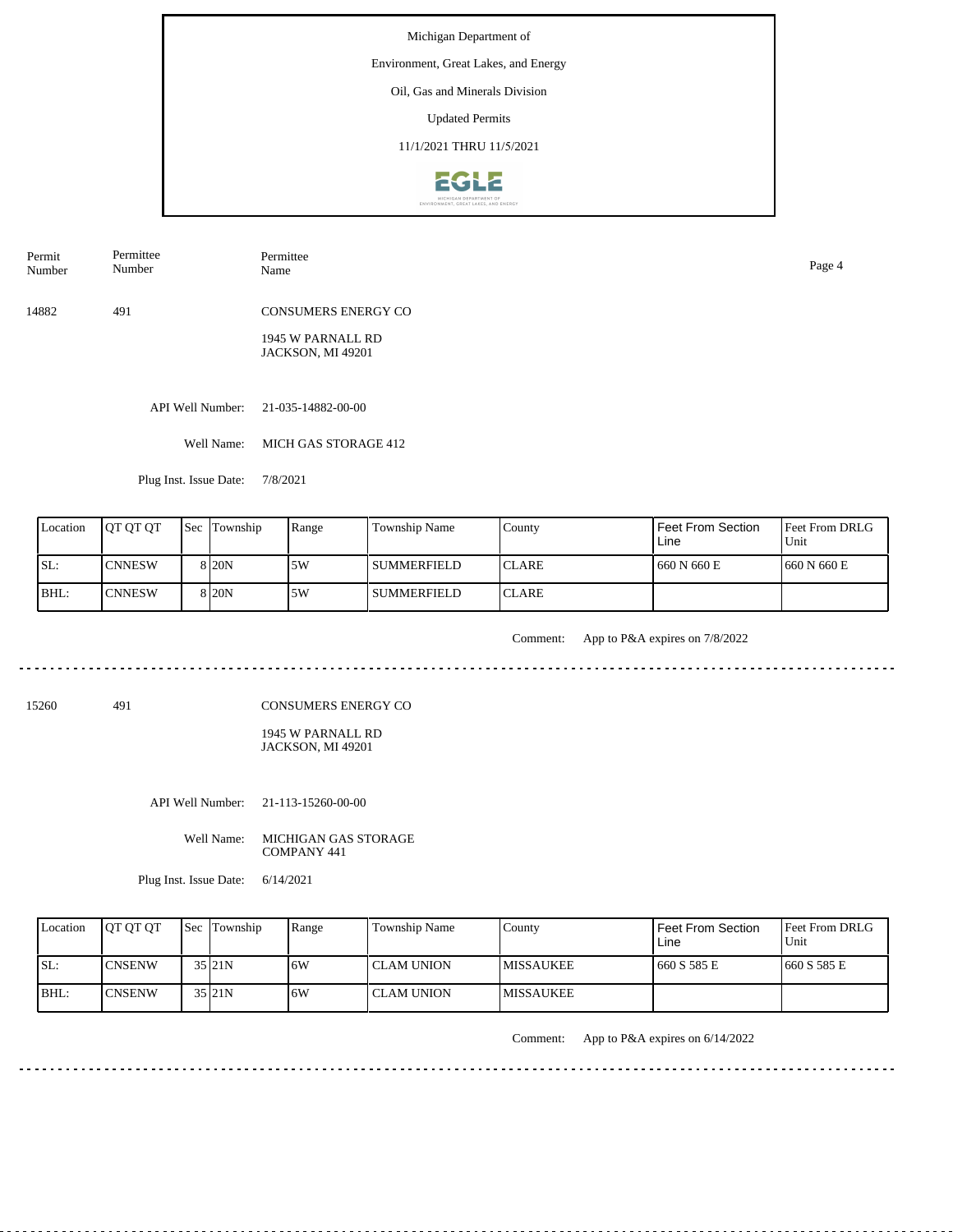Michigan Department of

Environment, Great Lakes, and Energy

Oil, Gas and Minerals Division

Updated Permits

11/1/2021 THRU 11/5/2021

| Permit Number | Permittee Number | Permittee Name |
|---|---|---|
| 14882 | 491 | CONSUMERS ENERGY CO<br>1945 W PARNALL RD<br>JACKSON, MI 49201 |

API Well Number: 21-035-14882-00-00

Well Name: MICH GAS STORAGE 412

Plug Inst. Issue Date: 7/8/2021

| Location | QT QT QT | Sec | Township | Range | Township Name | County | Feet From Section Line | Feet From DRLG Unit |
|---|---|---|---|---|---|---|---|---|
| SL: | CNNESW | 8 | 20N | 5W | SUMMERFIELD | CLARE | 660 N 660 E | 660 N 660 E |
| BHL: | CNNESW | 8 | 20N | 5W | SUMMERFIELD | CLARE | | |

Comment: App to P&A expires on 7/8/2022

---

| Permit Number | Permittee Number | Permittee Name |
|---|---|---|
| 15260 | 491 | CONSUMERS ENERGY CO<br>1945 W PARNALL RD<br>JACKSON, MI 49201 |

API Well Number: 21-113-15260-00-00

Well Name: MICHIGAN GAS STORAGE COMPANY 441

Plug Inst. Issue Date: 6/14/2021

| Location | QT QT QT | Sec | Township | Range | Township Name | County | Feet From Section Line | Feet From DRLG Unit |
|---|---|---|---|---|---|---|---|---|
| SL: | CNSENW | 35 | 21N | 6W | CLAM UNION | MISSAUKEE | 660 S 585 E | 660 S 585 E |
| BHL: | CNSENW | 35 | 21N | 6W | CLAM UNION | MISSAUKEE | | |

Comment: App to P&A expires on 6/14/2022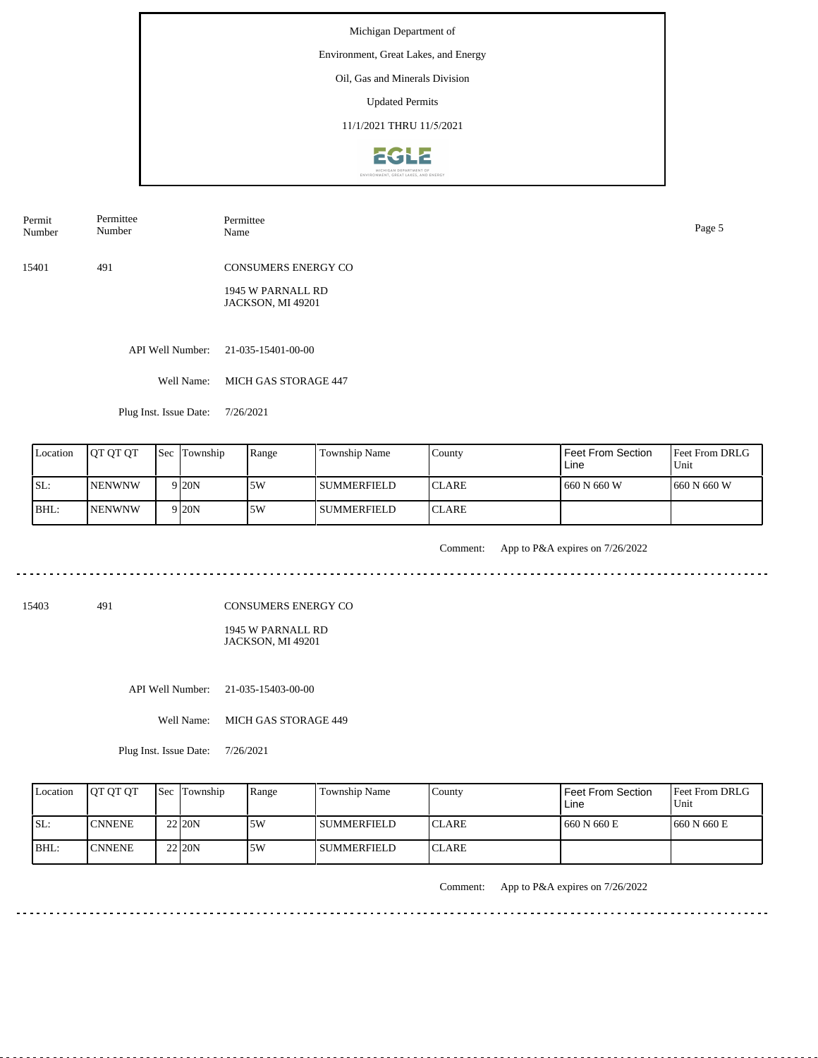Michigan Department of

Environment, Great Lakes, and Energy

Oil, Gas and Minerals Division

Updated Permits

11/1/2021 THRU 11/5/2021

| Permit Number | Permittee Number | Permittee Name |
|---|---|---|
| 15401 | 491 | CONSUMERS ENERGY CO |

1945 W PARNALL RD
JACKSON, MI 49201

API Well Number: 21-035-15401-00-00

Well Name: MICH GAS STORAGE 447

Plug Inst. Issue Date: 7/26/2021

| Location | QT QT QT | Sec | Township | Range | Township Name | County | Feet From Section Line | Feet From DRLG Unit |
|---|---|---|---|---|---|---|---|---|
| SL: | NENWNW | 9 | 20N | 5W | SUMMERFIELD | CLARE | 660 N 660 W | 660 N 660 W |
| BHL: | NENWNW | 9 | 20N | 5W | SUMMERFIELD | CLARE | | |

Comment: App to P&A expires on 7/26/2022

---

| Permit Number | Permittee Number | Permittee Name |
|---|---|---|
| 15403 | 491 | CONSUMERS ENERGY CO |

1945 W PARNALL RD
JACKSON, MI 49201

API Well Number: 21-035-15403-00-00

Well Name: MICH GAS STORAGE 449

Plug Inst. Issue Date: 7/26/2021

| Location | QT QT QT | Sec | Township | Range | Township Name | County | Feet From Section Line | Feet From DRLG Unit |
|---|---|---|---|---|---|---|---|---|
| SL: | CNNENE | 22 | 20N | 5W | SUMMERFIELD | CLARE | 660 N 660 E | 660 N 660 E |
| BHL: | CNNENE | 22 | 20N | 5W | SUMMERFIELD | CLARE | | |

Comment: App to P&A expires on 7/26/2022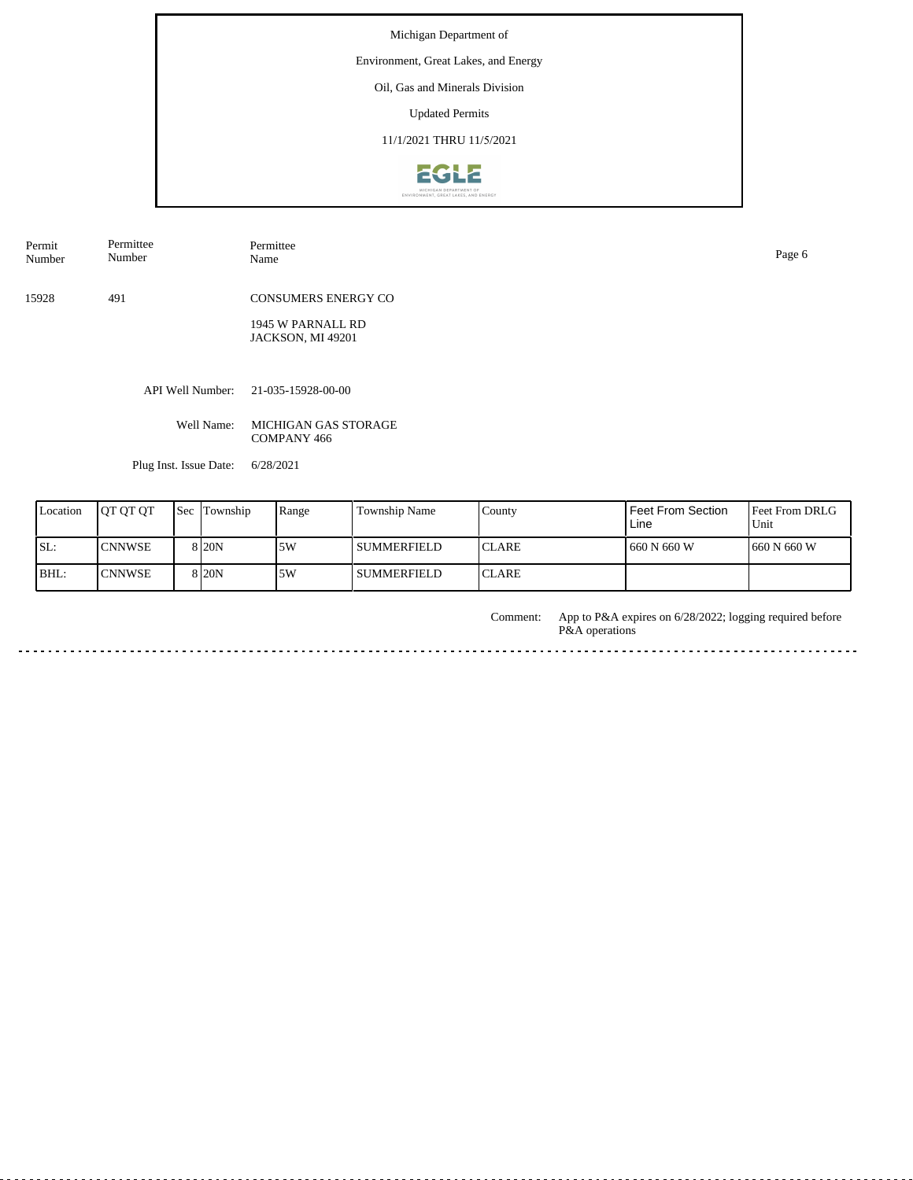Michigan Department of

Environment, Great Lakes, and Energy

Oil, Gas and Minerals Division

Updated Permits

11/1/2021 THRU 11/5/2021

| Permit Number | Permittee Number | Permittee Name |
|---|---|---|
| 15928 | 491 | CONSUMERS ENERGY CO<br>1945 W PARNALL RD<br>JACKSON, MI 49201 |

API Well Number: 21-035-15928-00-00

Well Name: MICHIGAN GAS STORAGE COMPANY 466

Plug Inst. Issue Date: 6/28/2021

| Location | QT QT QT | Sec | Township | Range | Township Name | County | Feet From Section Line | Feet From DRLG Unit |
|---|---|---|---|---|---|---|---|---|
| SL: | CNNWSE | 8 | 20N | 5W | SUMMERFIELD | CLARE | 660 N 660 W | 660 N 660 W |
| BHL: | CNNWSE | 8 | 20N | 5W | SUMMERFIELD | CLARE | | |

Comment: App to P&A expires on 6/28/2022; logging required before P&A operations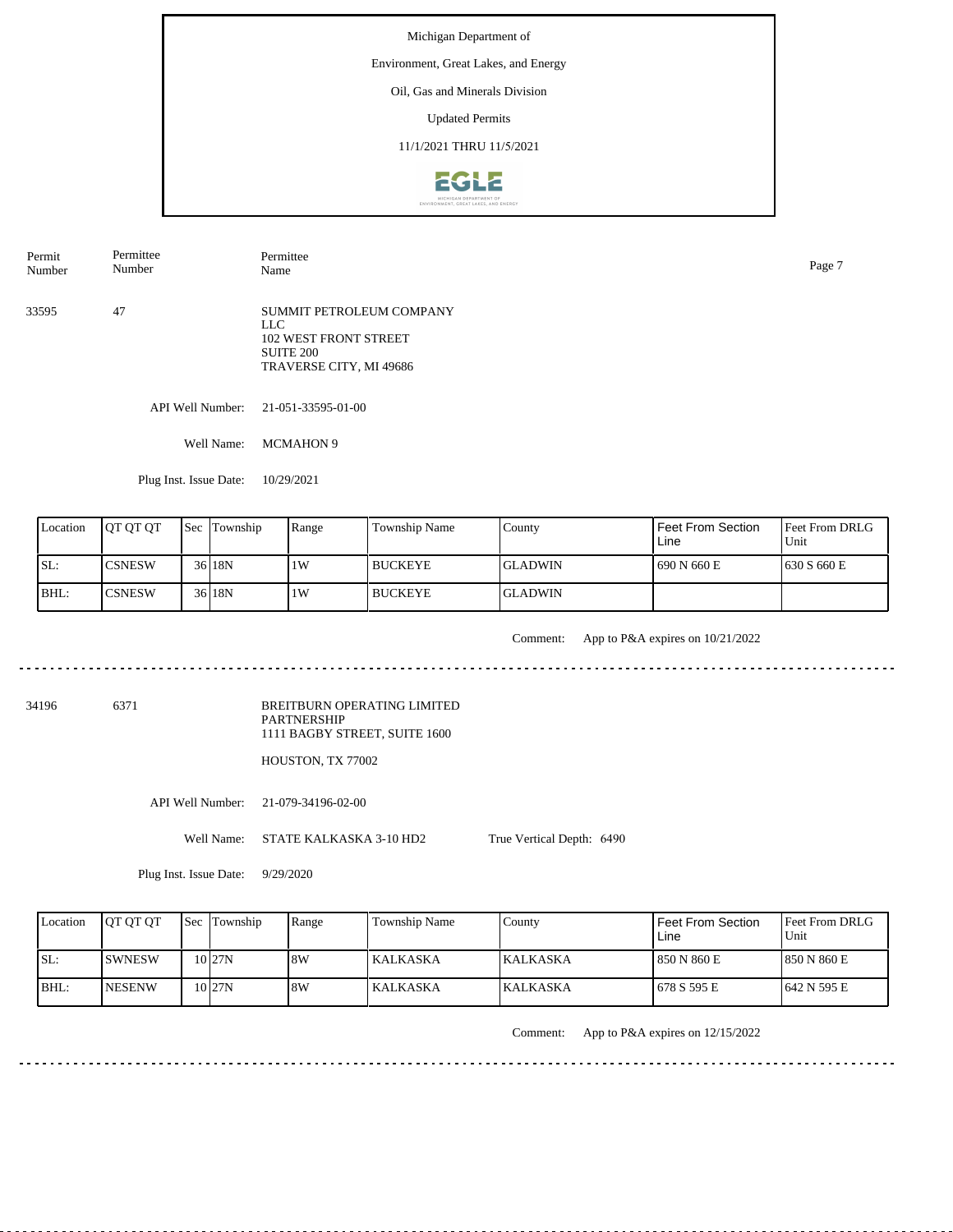Michigan Department of

Environment, Great Lakes, and Energy

Oil, Gas and Minerals Division

Updated Permits

11/1/2021 THRU 11/5/2021

| Permit Number | Permittee Number | Permittee Name |
|---|---|---|
| 33595 | 47 | SUMMIT PETROLEUM COMPANY LLC<br>102 WEST FRONT STREET<br>SUITE 200<br>TRAVERSE CITY, MI 49686 |

API Well Number: 21-051-33595-01-00

Well Name: MCMAHON 9

Plug Inst. Issue Date: 10/29/2021

| Location | QT QT QT | Sec | Township | Range | Township Name | County | Feet From Section Line | Feet From DRLG Unit |
|---|---|---|---|---|---|---|---|---|
| SL: | CSNESW | 36 | 18N | 1W | BUCKEYE | GLADWIN | 690 N 660 E | 630 S 660 E |
| BHL: | CSNESW | 36 | 18N | 1W | BUCKEYE | GLADWIN | | |

Comment: App to P&A expires on 10/21/2022

---

| Permit Number | Permittee Number | Permittee Name |
|---|---|---|
| 34196 | 6371 | BREITBURN OPERATING LIMITED PARTNERSHIP<br>1111 BAGBY STREET, SUITE 1600<br>HOUSTON, TX 77002 |

API Well Number: 21-079-34196-02-00

Well Name: STATE KALKASKA 3-10 HD2 True Vertical Depth: 6490

Plug Inst. Issue Date: 9/29/2020

| Location | QT QT QT | Sec | Township | Range | Township Name | County | Feet From Section Line | Feet From DRLG Unit |
|---|---|---|---|---|---|---|---|---|
| SL: | SWNESW | 10 | 27N | 8W | KALKASKA | KALKASKA | 850 N 860 E | 850 N 860 E |
| BHL: | NESENW | 10 | 27N | 8W | KALKASKA | KALKASKA | 678 S 595 E | 642 N 595 E |

Comment: App to P&A expires on 12/15/2022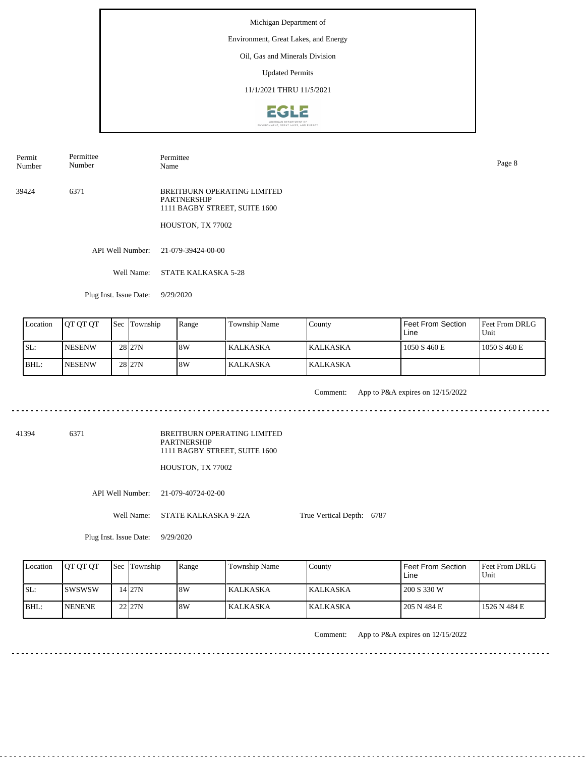Michigan Department of

Environment, Great Lakes, and Energy

Oil, Gas and Minerals Division

Updated Permits

11/1/2021 THRU 11/5/2021

| Permit Number | Permittee Number | Permittee Name |
|---|---|---|
| 39424 | 6371 | BREITBURN OPERATING LIMITED PARTNERSHIP<br>1111 BAGBY STREET, SUITE 1600<br>HOUSTON, TX 77002 |

API Well Number: 21-079-39424-00-00

Well Name: STATE KALKASKA 5-28

Plug Inst. Issue Date: 9/29/2020

| Location | QT QT QT | Sec | Township | Range | Township Name | County | Feet From Section Line | Feet From DRLG Unit |
|---|---|---|---|---|---|---|---|---|
| SL: | NESENW | 28 | 27N | 8W | KALKASKA | KALKASKA | 1050 S 460 E | 1050 S 460 E |
| BHL: | NESENW | 28 | 27N | 8W | KALKASKA | KALKASKA | | |

Comment: App to P&A expires on 12/15/2022

---

| Permit Number | Permittee Number | Permittee Name |
|---|---|---|
| 41394 | 6371 | BREITBURN OPERATING LIMITED PARTNERSHIP<br>1111 BAGBY STREET, SUITE 1600<br>HOUSTON, TX 77002 |

API Well Number: 21-079-40724-02-00

Well Name: STATE KALKASKA 9-22A

True Vertical Depth: 6787

Plug Inst. Issue Date: 9/29/2020

| Location | QT QT QT | Sec | Township | Range | Township Name | County | Feet From Section Line | Feet From DRLG Unit |
|---|---|---|---|---|---|---|---|---|
| SL: | SWSWSW | 14 | 27N | 8W | KALKASKA | KALKASKA | 200 S 330 W | |
| BHL: | NENENE | 22 | 27N | 8W | KALKASKA | KALKASKA | 205 N 484 E | 1526 N 484 E |

Comment: App to P&A expires on 12/15/2022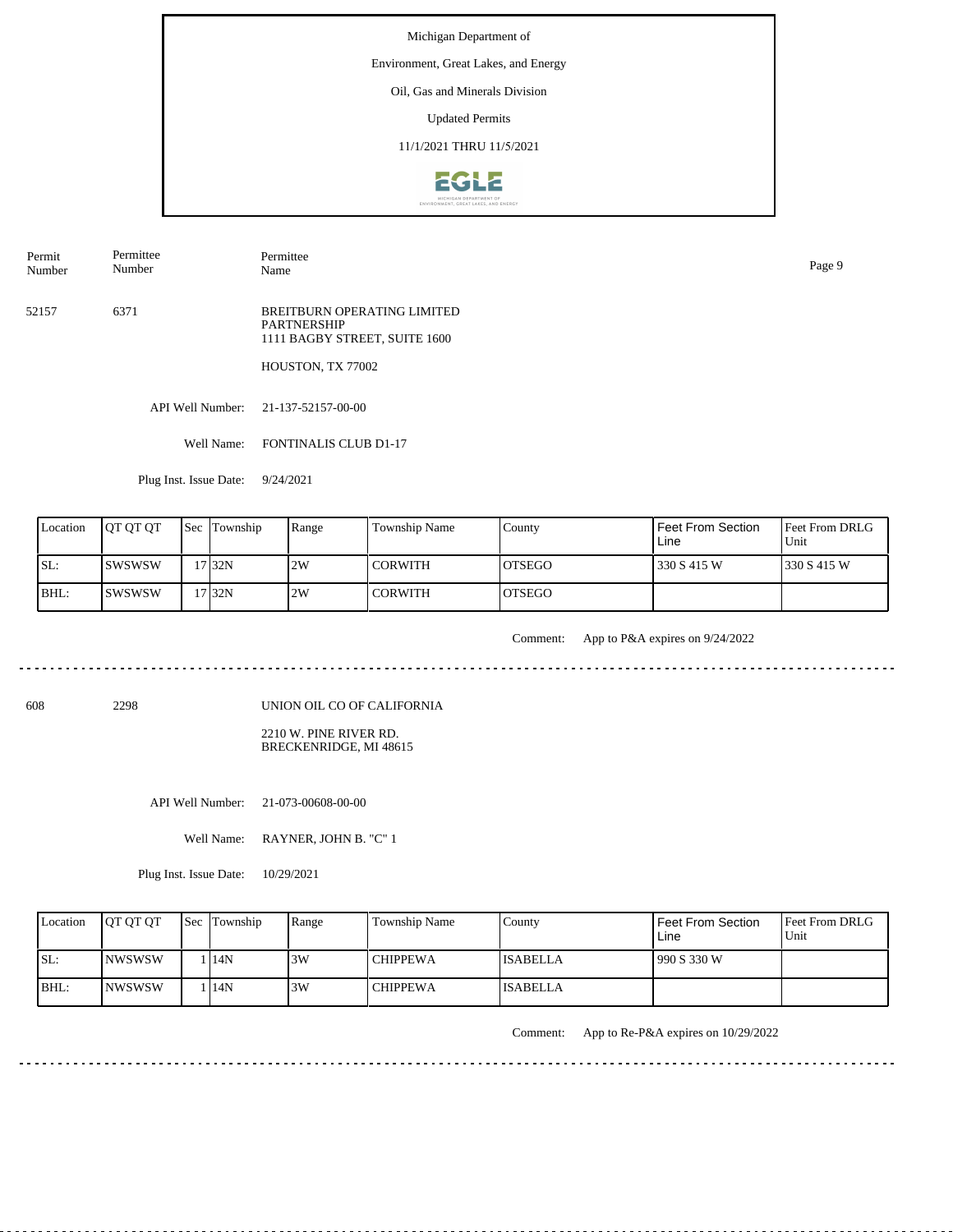Michigan Department of

Environment, Great Lakes, and Energy

Oil, Gas and Minerals Division

Updated Permits

11/1/2021 THRU 11/5/2021

| Permit Number | Permittee Number | Permittee Name |
|---|---|---|
| 52157 | 6371 | BREITBURN OPERATING LIMITED PARTNERSHIP<br>1111 BAGBY STREET, SUITE 1600<br><br>HOUSTON, TX 77002 |

API Well Number: 21-137-52157-00-00

Well Name: FONTINALIS CLUB D1-17

Plug Inst. Issue Date: 9/24/2021

| Location | QT QT QT | Sec | Township | Range | Township Name | County | Feet From Section Line | Feet From DRLG Unit |
|---|---|---|---|---|---|---|---|---|
| SL: | SWSWSW | 17 | 32N | 2W | CORWITH | OTSEGO | 330 S 415 W | 330 S 415 W |
| BHL: | SWSWSW | 17 | 32N | 2W | CORWITH | OTSEGO | | |

Comment: App to P&A expires on 9/24/2022

---

| Permit Number | Permittee Number | Permittee Name |
|---|---|---|
| 608 | 2298 | UNION OIL CO OF CALIFORNIA<br><br>2210 W. PINE RIVER RD.<br>BRECKENRIDGE, MI 48615 |

API Well Number: 21-073-00608-00-00

Well Name: RAYNER, JOHN B. "C" 1

Plug Inst. Issue Date: 10/29/2021

| Location | QT QT QT | Sec | Township | Range | Township Name | County | Feet From Section Line | Feet From DRLG Unit |
|---|---|---|---|---|---|---|---|---|
| SL: | NWSWSW | 1 | 14N | 3W | CHIPPEWA | ISABELLA | 990 S 330 W | |
| BHL: | NWSWSW | 1 | 14N | 3W | CHIPPEWA | ISABELLA | | |

Comment: App to Re-P&A expires on 10/29/2022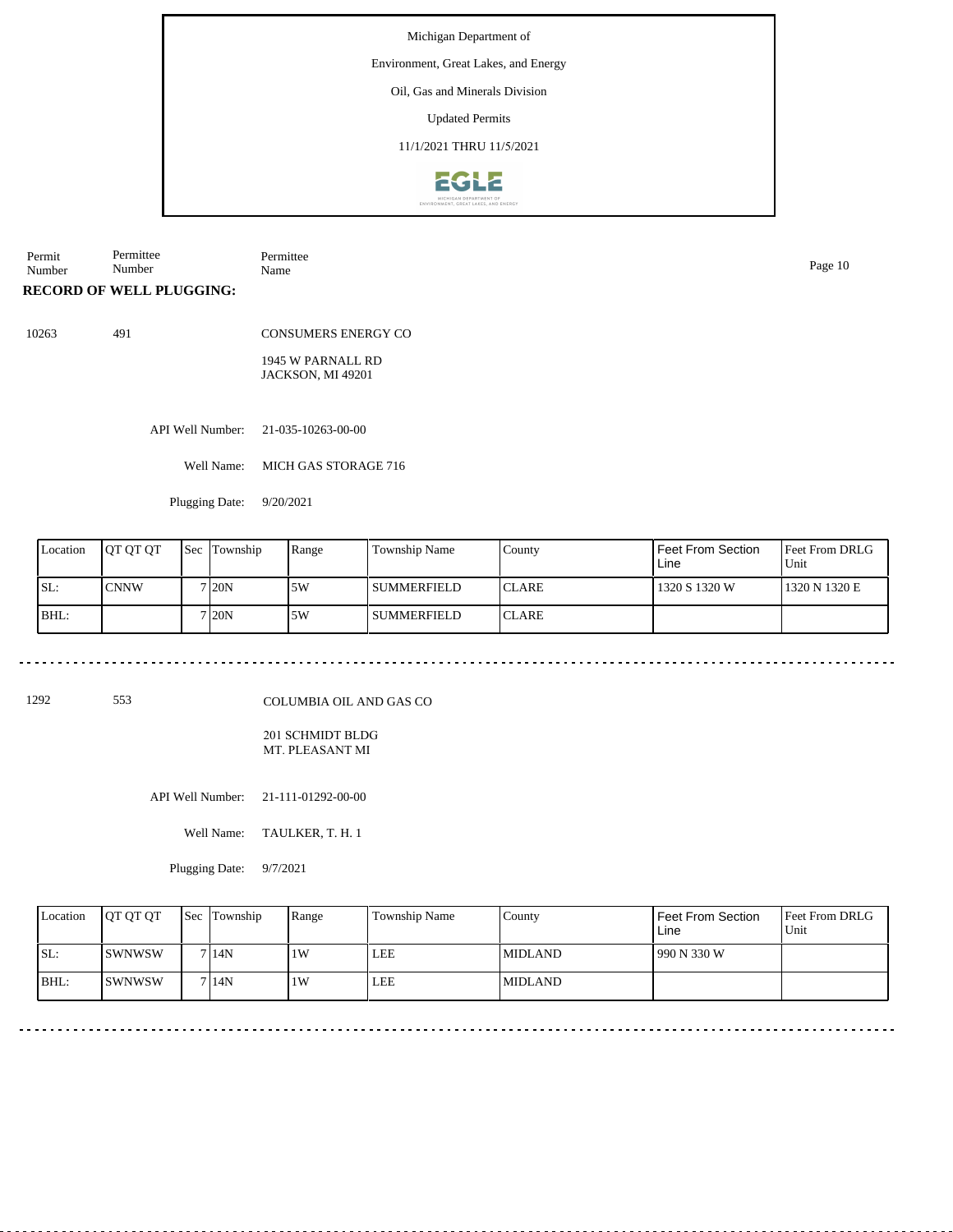Michigan Department of

Environment, Great Lakes, and Energy

Oil, Gas and Minerals Division

Updated Permits

11/1/2021 THRU 11/5/2021

| Permit Number | Permittee Number | Permittee Name |
|---|---|---|

**RECORD OF WELL PLUGGING:**

10263 491 CONSUMERS ENERGY CO

1945 W PARNALL RD
JACKSON, MI 49201

API Well Number: 21-035-10263-00-00

Well Name: MICH GAS STORAGE 716

Plugging Date: 9/20/2021

| Location | QT QT QT | Sec | Township | Range | Township Name | County | Feet From Section Line | Feet From DRLG Unit |
|---|---|---|---|---|---|---|---|---|
| SL: | CNNW | 7 | 20N | 5W | SUMMERFIELD | CLARE | 1320 S 1320 W | 1320 N 1320 E |
| BHL: | | 7 | 20N | 5W | SUMMERFIELD | CLARE | | |

---

1292 553 COLUMBIA OIL AND GAS CO

201 SCHMIDT BLDG
MT. PLEASANT MI

API Well Number: 21-111-01292-00-00

Well Name: TAULKER, T. H. 1

Plugging Date: 9/7/2021

| Location | QT QT QT | Sec | Township | Range | Township Name | County | Feet From Section Line | Feet From DRLG Unit |
|---|---|---|---|---|---|---|---|---|
| SL: | SWNWSW | 7 | 14N | 1W | LEE | MIDLAND | 990 N 330 W | |
| BHL: | SWNWSW | 7 | 14N | 1W | LEE | MIDLAND | | |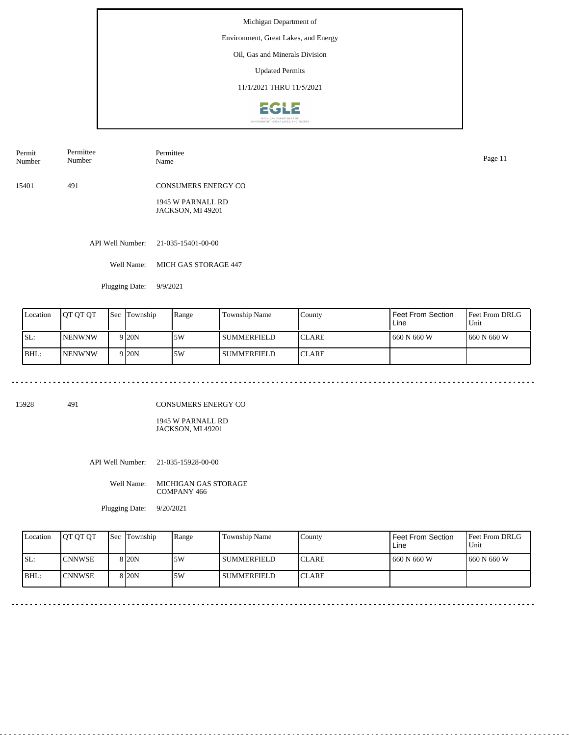Michigan Department of

Environment, Great Lakes, and Energy

Oil, Gas and Minerals Division

Updated Permits

11/1/2021 THRU 11/5/2021

| Permit Number | Permittee Number | Permittee Name |
|---|---|---|
| 15401 | 491 | CONSUMERS ENERGY CO<br>1945 W PARNALL RD<br>JACKSON, MI 49201 |

API Well Number: 21-035-15401-00-00

Well Name: MICH GAS STORAGE 447

Plugging Date: 9/9/2021

| Location | QT QT QT | Sec | Township | Range | Township Name | County | Feet From Section Line | Feet From DRLG Unit |
|---|---|---|---|---|---|---|---|---|
| SL: | NENWNW | 9 | 20N | 5W | SUMMERFIELD | CLARE | 660 N 660 W | 660 N 660 W |
| BHL: | NENWNW | 9 | 20N | 5W | SUMMERFIELD | CLARE | | |

---

| Permit Number | Permittee Number | Permittee Name |
|---|---|---|
| 15928 | 491 | CONSUMERS ENERGY CO<br>1945 W PARNALL RD<br>JACKSON, MI 49201 |

API Well Number: 21-035-15928-00-00

Well Name: MICHIGAN GAS STORAGE COMPANY 466

Plugging Date: 9/20/2021

| Location | QT QT QT | Sec | Township | Range | Township Name | County | Feet From Section Line | Feet From DRLG Unit |
|---|---|---|---|---|---|---|---|---|
| SL: | CNNWSE | 8 | 20N | 5W | SUMMERFIELD | CLARE | 660 N 660 W | 660 N 660 W |
| BHL: | CNNWSE | 8 | 20N | 5W | SUMMERFIELD | CLARE | | |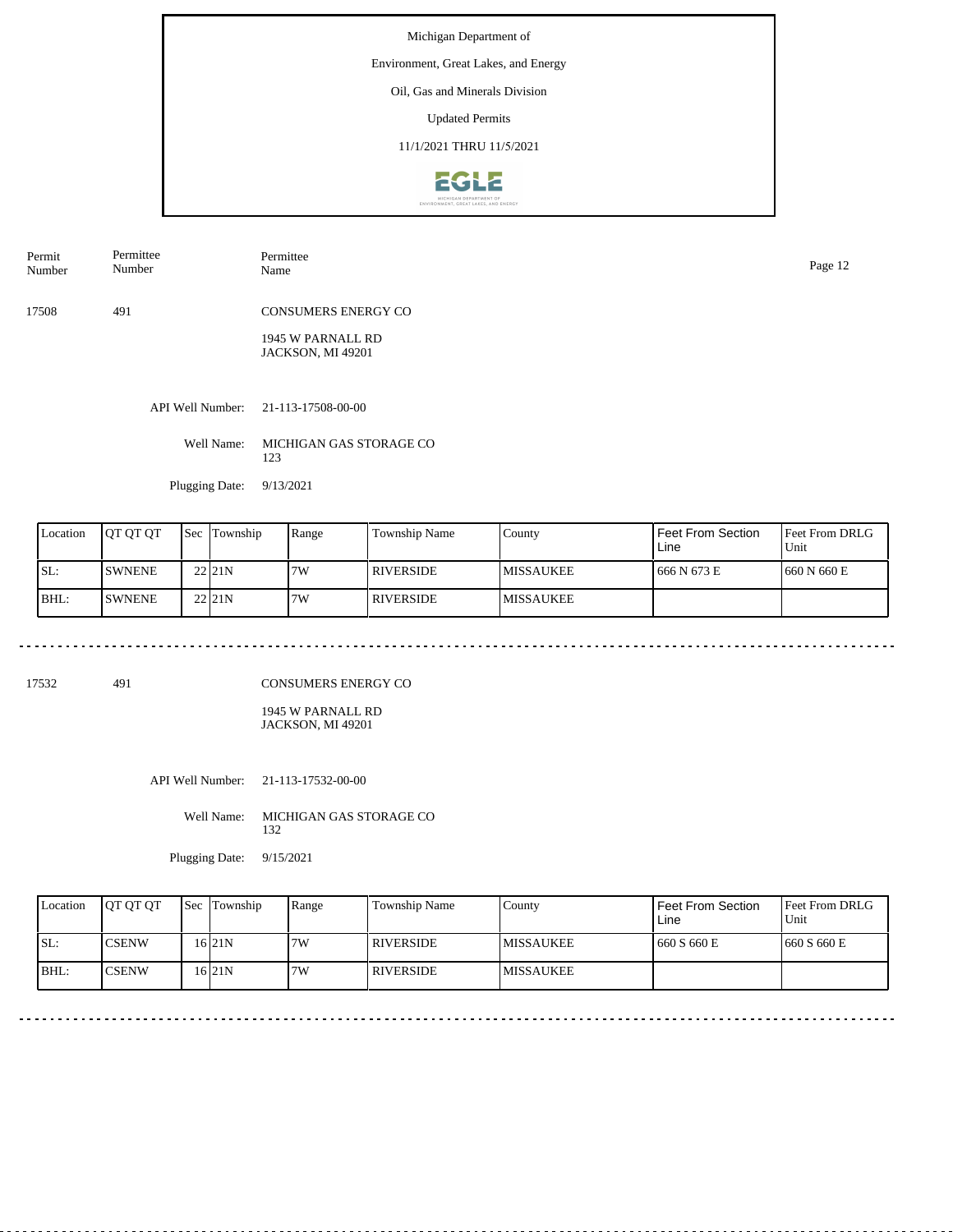Michigan Department of

Environment, Great Lakes, and Energy

Oil, Gas and Minerals Division

Updated Permits

11/1/2021 THRU 11/5/2021

| Permit Number | Permittee Number | Permittee Name |
|---|---|---|
| 17508 | 491 | CONSUMERS ENERGY CO |

1945 W PARNALL RD
JACKSON, MI 49201

API Well Number: 21-113-17508-00-00

Well Name: MICHIGAN GAS STORAGE CO 123

Plugging Date: 9/13/2021

| Location | QT QT QT | Sec | Township | Range | Township Name | County | Feet From Section Line | Feet From DRLG Unit |
|---|---|---|---|---|---|---|---|---|
| SL: | SWNENE | 22 | 21N | 7W | RIVERSIDE | MISSAUKEE | 666 N 673 E | 660 N 660 E |
| BHL: | SWNENE | 22 | 21N | 7W | RIVERSIDE | MISSAUKEE | | |

---

| Permit Number | Permittee Number | Permittee Name |
|---|---|---|
| 17532 | 491 | CONSUMERS ENERGY CO |

1945 W PARNALL RD
JACKSON, MI 49201

API Well Number: 21-113-17532-00-00

Well Name: MICHIGAN GAS STORAGE CO 132

Plugging Date: 9/15/2021

| Location | QT QT QT | Sec | Township | Range | Township Name | County | Feet From Section Line | Feet From DRLG Unit |
|---|---|---|---|---|---|---|---|---|
| SL: | CSENW | 16 | 21N | 7W | RIVERSIDE | MISSAUKEE | 660 S 660 E | 660 S 660 E |
| BHL: | CSENW | 16 | 21N | 7W | RIVERSIDE | MISSAUKEE | | |

---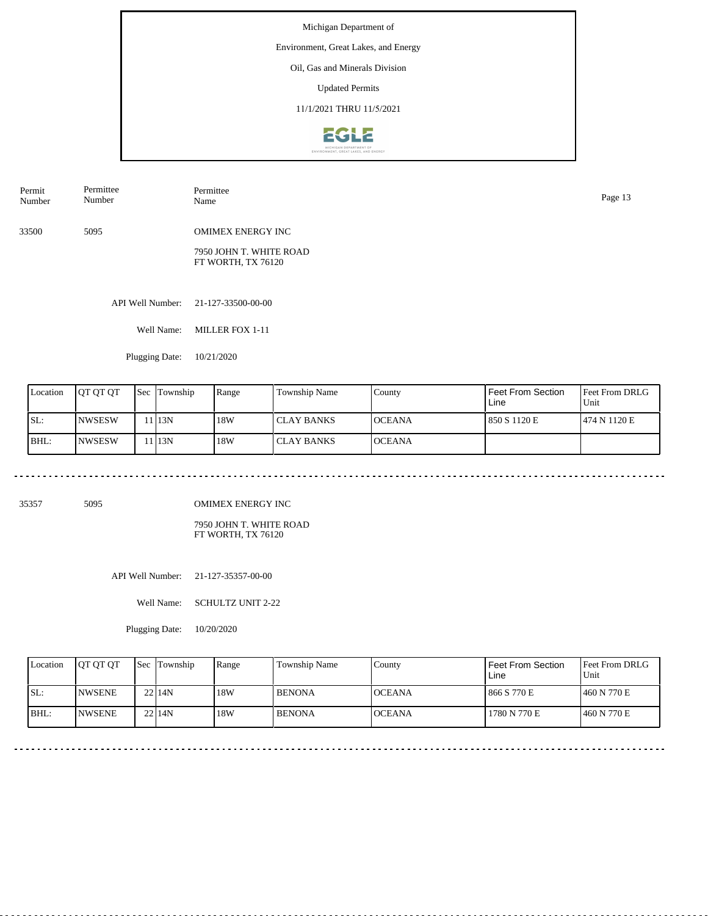Michigan Department of

Environment, Great Lakes, and Energy

Oil, Gas and Minerals Division

Updated Permits

11/1/2021 THRU 11/5/2021

| Permit Number | Permittee Number | Permittee Name |
|---|---|---|
| 33500 | 5095 | OMIMEX ENERGY INC<br>7950 JOHN T. WHITE ROAD<br>FT WORTH, TX 76120 |

API Well Number: 21-127-33500-00-00

Well Name: MILLER FOX 1-11

Plugging Date: 10/21/2020

| Location | QT QT QT | Sec | Township | Range | Township Name | County | Feet From Section Line | Feet From DRLG Unit |
|---|---|---|---|---|---|---|---|---|
| SL: | NWSESW | 11 | 13N | 18W | CLAY BANKS | OCEANA | 850 S 1120 E | 474 N 1120 E |
| BHL: | NWSESW | 11 | 13N | 18W | CLAY BANKS | OCEANA | | |

---

| Permit Number | Permittee Number | Permittee Name |
|---|---|---|
| 35357 | 5095 | OMIMEX ENERGY INC<br>7950 JOHN T. WHITE ROAD<br>FT WORTH, TX 76120 |

API Well Number: 21-127-35357-00-00

Well Name: SCHULTZ UNIT 2-22

Plugging Date: 10/20/2020

| Location | QT QT QT | Sec | Township | Range | Township Name | County | Feet From Section Line | Feet From DRLG Unit |
|---|---|---|---|---|---|---|---|---|
| SL: | NWSENE | 22 | 14N | 18W | BENONA | OCEANA | 866 S 770 E | 460 N 770 E |
| BHL: | NWSENE | 22 | 14N | 18W | BENONA | OCEANA | 1780 N 770 E | 460 N 770 E |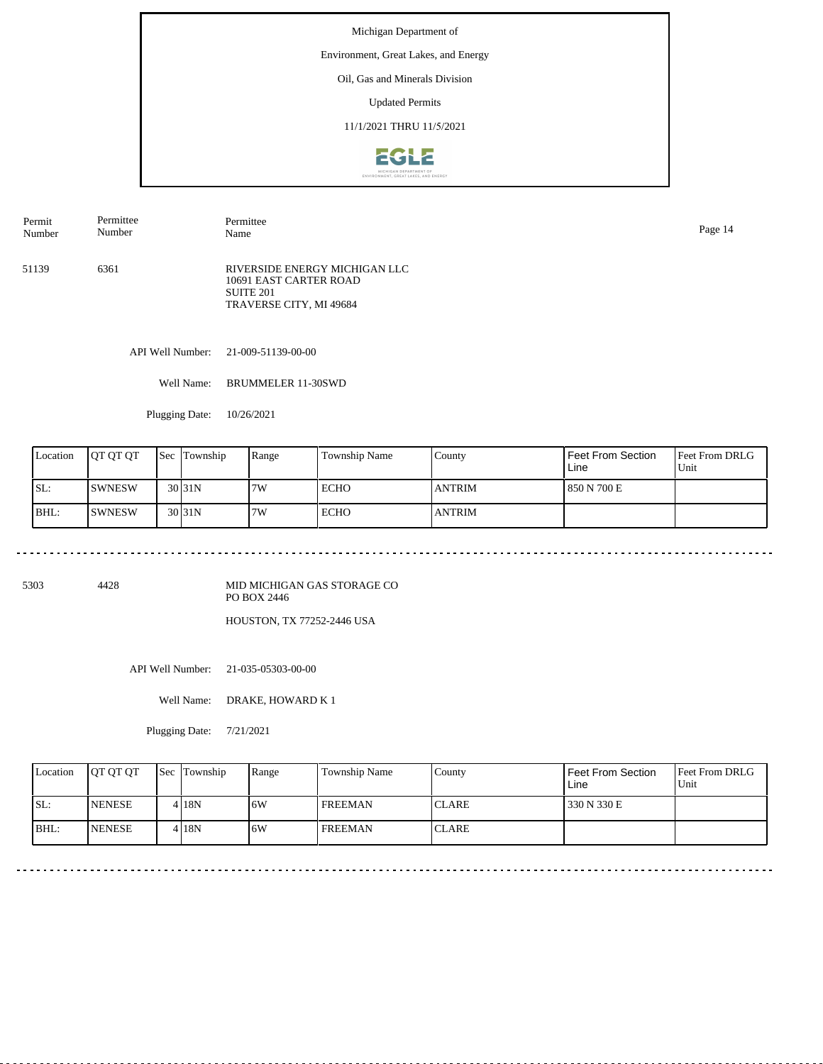Michigan Department of

Environment, Great Lakes, and Energy

Oil, Gas and Minerals Division

Updated Permits

11/1/2021 THRU 11/5/2021

| Permit Number | Permittee Number | Permittee Name |
|---|---|---|
| 51139 | 6361 | RIVERSIDE ENERGY MICHIGAN LLC<br>10691 EAST CARTER ROAD<br>SUITE 201<br>TRAVERSE CITY, MI 49684 |

API Well Number: 21-009-51139-00-00

Well Name: BRUMMELER 11-30SWD

Plugging Date: 10/26/2021

| Location | QT QT QT | Sec | Township | Range | Township Name | County | Feet From Section Line | Feet From DRLG Unit |
|---|---|---|---|---|---|---|---|---|
| SL: | SWNESW | 30 | 31N | 7W | ECHO | ANTRIM | 850 N 700 E | |
| BHL: | SWNESW | 30 | 31N | 7W | ECHO | ANTRIM | | |

---

| Permit Number | Permittee Number | Permittee Name |
|---|---|---|
| 5303 | 4428 | MID MICHIGAN GAS STORAGE CO<br>PO BOX 2446<br>HOUSTON, TX 77252-2446 USA |

API Well Number: 21-035-05303-00-00

Well Name: DRAKE, HOWARD K 1

Plugging Date: 7/21/2021

| Location | QT QT QT | Sec | Township | Range | Township Name | County | Feet From Section Line | Feet From DRLG Unit |
|---|---|---|---|---|---|---|---|---|
| SL: | NENESE | 4 | 18N | 6W | FREEMAN | CLARE | 330 N 330 E | |
| BHL: | NENESE | 4 | 18N | 6W | FREEMAN | CLARE | | |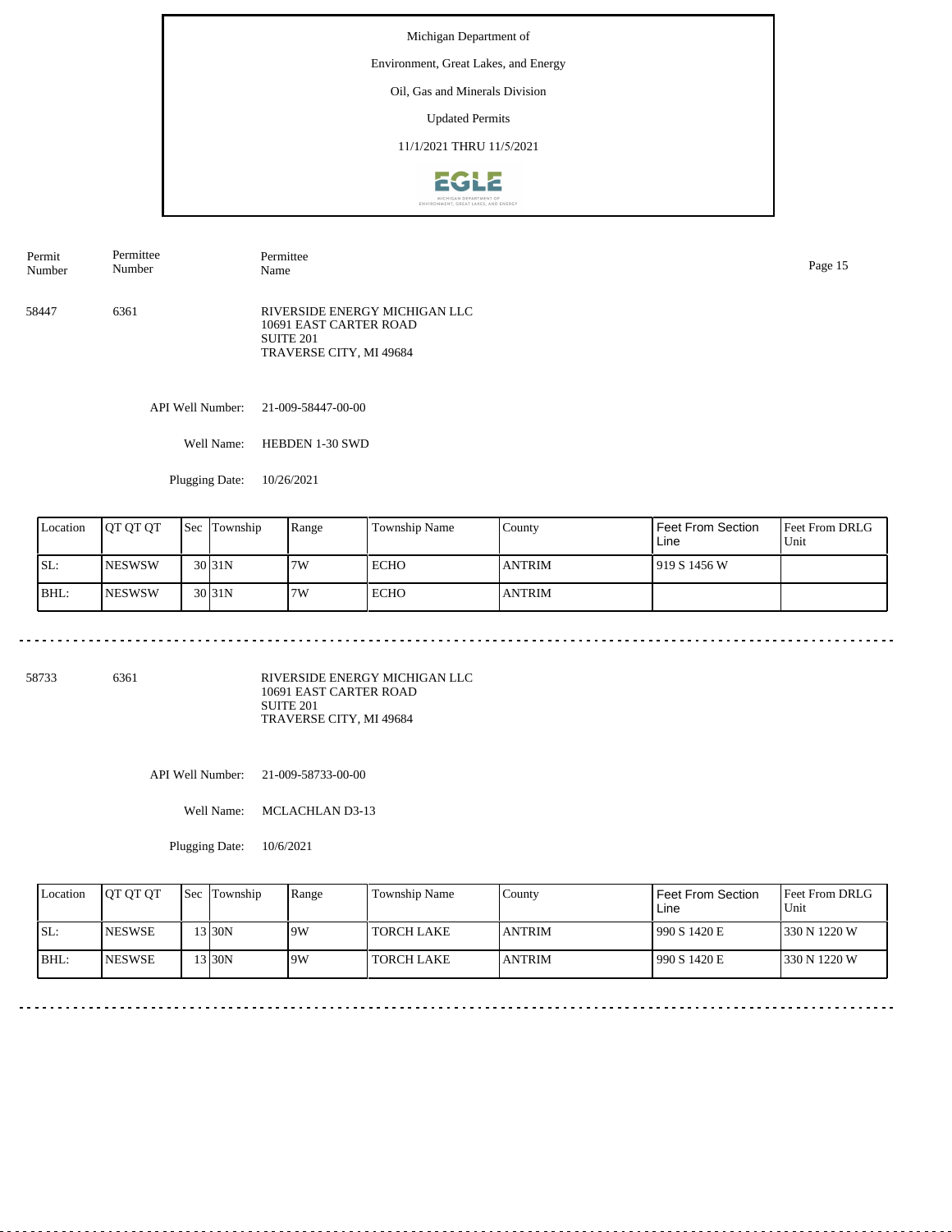Michigan Department of

Environment, Great Lakes, and Energy

Oil, Gas and Minerals Division

Updated Permits

11/1/2021 THRU 11/5/2021

| Permit Number | Permittee Number | Permittee Name |
|---|---|---|
| 58447 | 6361 | RIVERSIDE ENERGY MICHIGAN LLC<br>10691 EAST CARTER ROAD<br>SUITE 201<br>TRAVERSE CITY, MI 49684 |

API Well Number: 21-009-58447-00-00

Well Name: HEBDEN 1-30 SWD

Plugging Date: 10/26/2021

| Location | QT QT QT | Sec | Township | Range | Township Name | County | Feet From Section Line | Feet From DRLG Unit |
|---|---|---|---|---|---|---|---|---|
| SL: | NESWSW | 30 | 31N | 7W | ECHO | ANTRIM | 919 S 1456 W | |
| BHL: | NESWSW | 30 | 31N | 7W | ECHO | ANTRIM | | |

---

| Permit Number | Permittee Number | Permittee Name |
|---|---|---|
| 58733 | 6361 | RIVERSIDE ENERGY MICHIGAN LLC<br>10691 EAST CARTER ROAD<br>SUITE 201<br>TRAVERSE CITY, MI 49684 |

API Well Number: 21-009-58733-00-00

Well Name: MCLACHLAN D3-13

Plugging Date: 10/6/2021

| Location | QT QT QT | Sec | Township | Range | Township Name | County | Feet From Section Line | Feet From DRLG Unit |
|---|---|---|---|---|---|---|---|---|
| SL: | NESWSE | 13 | 30N | 9W | TORCH LAKE | ANTRIM | 990 S 1420 E | 330 N 1220 W |
| BHL: | NESWSE | 13 | 30N | 9W | TORCH LAKE | ANTRIM | 990 S 1420 E | 330 N 1220 W |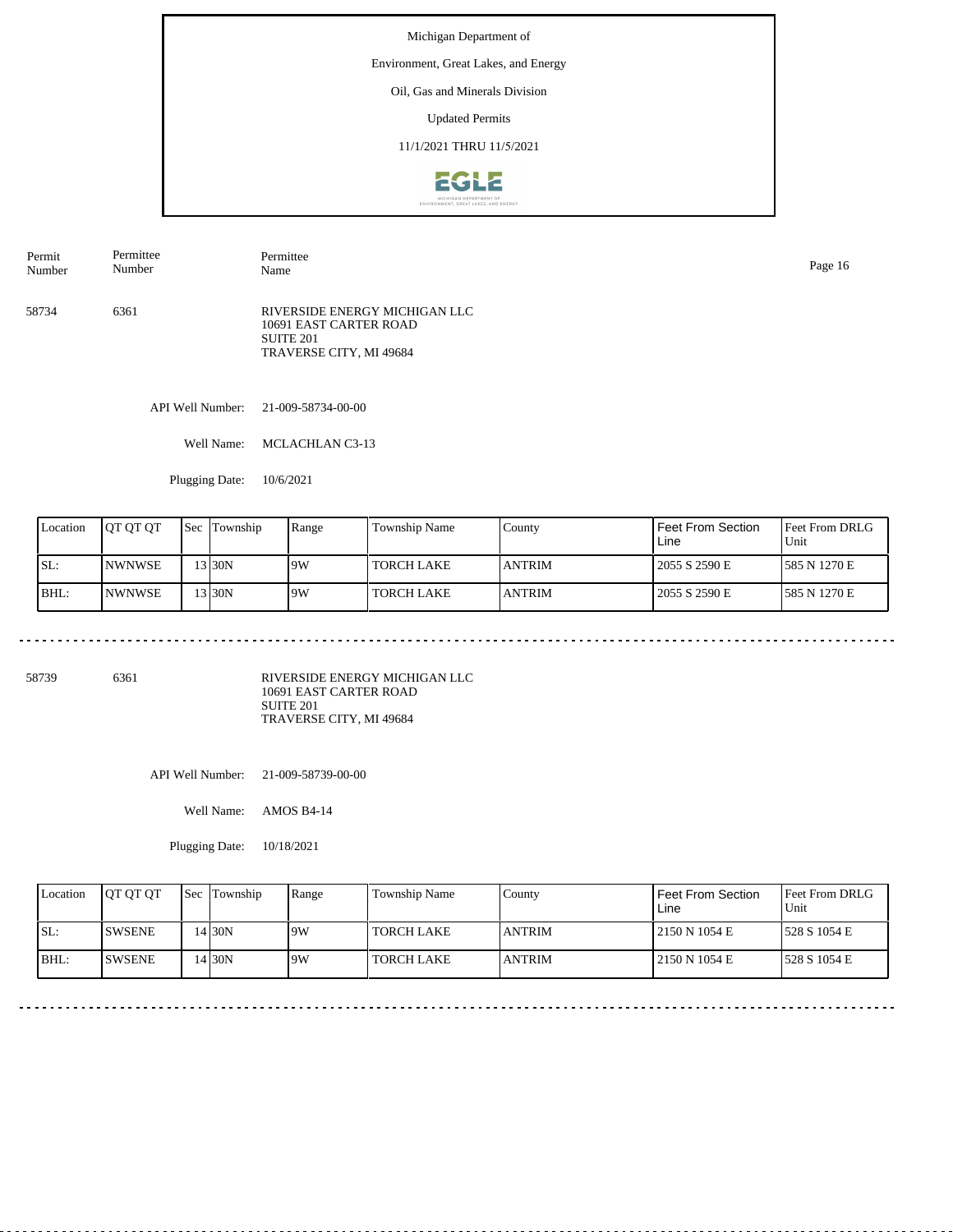Michigan Department of

Environment, Great Lakes, and Energy

Oil, Gas and Minerals Division

Updated Permits

11/1/2021 THRU 11/5/2021

| Permit Number | Permittee Number | Permittee Name |
|---|---|---|
| 58734 | 6361 | RIVERSIDE ENERGY MICHIGAN LLC<br>10691 EAST CARTER ROAD<br>SUITE 201<br>TRAVERSE CITY, MI 49684 |

API Well Number: 21-009-58734-00-00

Well Name: MCLACHLAN C3-13

Plugging Date: 10/6/2021

| Location | QT QT QT | Sec | Township | Range | Township Name | County | Feet From Section Line | Feet From DRLG Unit |
|---|---|---|---|---|---|---|---|---|
| SL: | NWNWSE | 13 | 30N | 9W | TORCH LAKE | ANTRIM | 2055 S 2590 E | 585 N 1270 E |
| BHL: | NWNWSE | 13 | 30N | 9W | TORCH LAKE | ANTRIM | 2055 S 2590 E | 585 N 1270 E |

---

| Permit Number | Permittee Number | Permittee Name |
|---|---|---|
| 58739 | 6361 | RIVERSIDE ENERGY MICHIGAN LLC<br>10691 EAST CARTER ROAD<br>SUITE 201<br>TRAVERSE CITY, MI 49684 |

API Well Number: 21-009-58739-00-00

Well Name: AMOS B4-14

Plugging Date: 10/18/2021

| Location | QT QT QT | Sec | Township | Range | Township Name | County | Feet From Section Line | Feet From DRLG Unit |
|---|---|---|---|---|---|---|---|---|
| SL: | SWSENE | 14 | 30N | 9W | TORCH LAKE | ANTRIM | 2150 N 1054 E | 528 S 1054 E |
| BHL: | SWSENE | 14 | 30N | 9W | TORCH LAKE | ANTRIM | 2150 N 1054 E | 528 S 1054 E |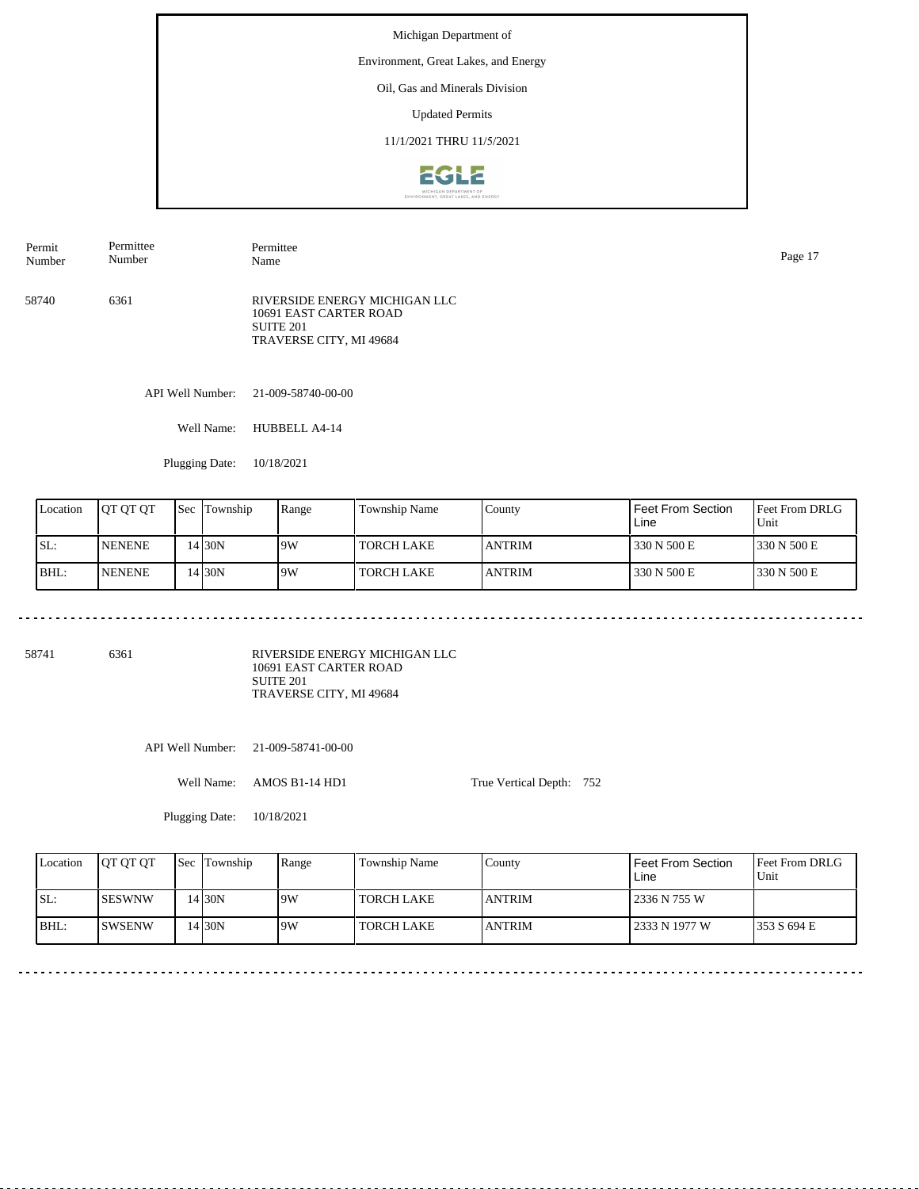Michigan Department of

Environment, Great Lakes, and Energy

Oil, Gas and Minerals Division

Updated Permits

11/1/2021 THRU 11/5/2021

| Permit Number | Permittee Number | Permittee Name |
|---|---|---|
| 58740 | 6361 | RIVERSIDE ENERGY MICHIGAN LLC<br>10691 EAST CARTER ROAD<br>SUITE 201<br>TRAVERSE CITY, MI 49684 |

API Well Number: 21-009-58740-00-00

Well Name: HUBBELL A4-14

Plugging Date: 10/18/2021

| Location | QT QT QT | Sec | Township | Range | Township Name | County | Feet From Section Line | Feet From DRLG Unit |
|---|---|---|---|---|---|---|---|---|
| SL: | NENENE | 14 | 30N | 9W | TORCH LAKE | ANTRIM | 330 N 500 E | 330 N 500 E |
| BHL: | NENENE | 14 | 30N | 9W | TORCH LAKE | ANTRIM | 330 N 500 E | 330 N 500 E |

---

| Permit Number | Permittee Number | Permittee Name |
|---|---|---|
| 58741 | 6361 | RIVERSIDE ENERGY MICHIGAN LLC<br>10691 EAST CARTER ROAD<br>SUITE 201<br>TRAVERSE CITY, MI 49684 |

API Well Number: 21-009-58741-00-00

Well Name: AMOS B1-14 HD1

True Vertical Depth: 752

Plugging Date: 10/18/2021

| Location | QT QT QT | Sec | Township | Range | Township Name | County | Feet From Section Line | Feet From DRLG Unit |
|---|---|---|---|---|---|---|---|---|
| SL: | SESWNW | 14 | 30N | 9W | TORCH LAKE | ANTRIM | 2336 N 755 W | |
| BHL: | SWSENW | 14 | 30N | 9W | TORCH LAKE | ANTRIM | 2333 N 1977 W | 353 S 694 E |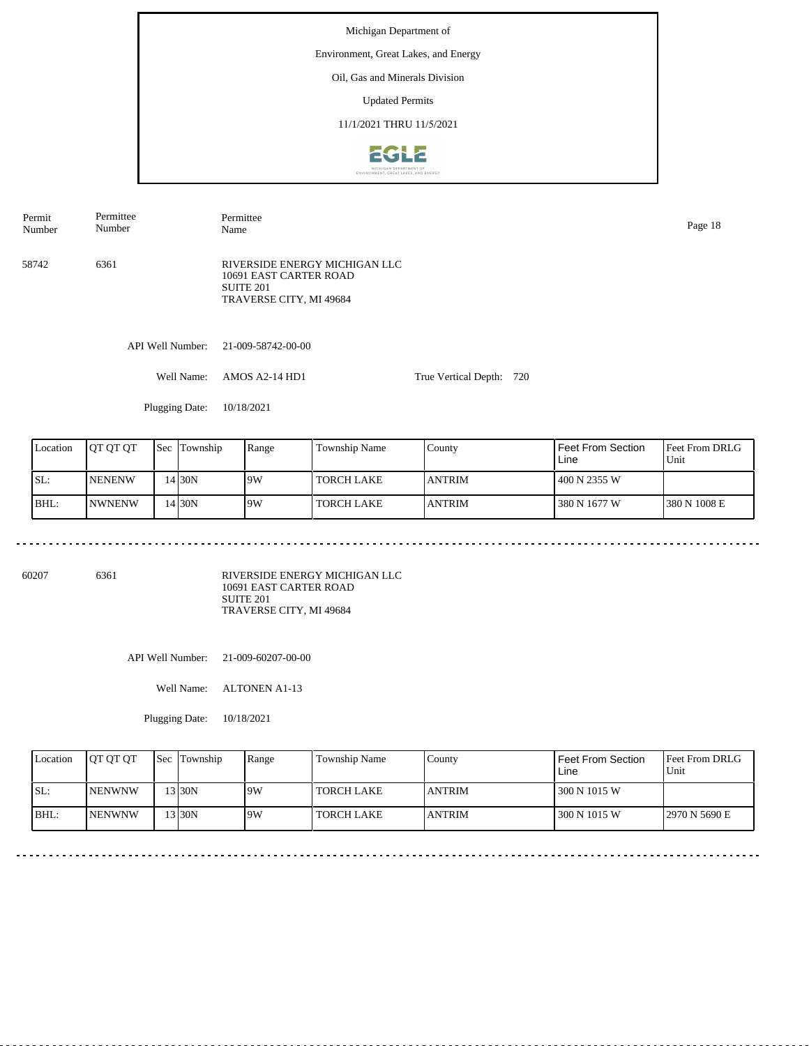Michigan Department of

Environment, Great Lakes, and Energy

Oil, Gas and Minerals Division

Updated Permits

11/1/2021 THRU 11/5/2021

| Permit Number | Permittee Number | Permittee Name |
|---|---|---|
| 58742 | 6361 | RIVERSIDE ENERGY MICHIGAN LLC<br>10691 EAST CARTER ROAD<br>SUITE 201<br>TRAVERSE CITY, MI 49684 |

API Well Number: 21-009-58742-00-00

Well Name: AMOS A2-14 HD1

True Vertical Depth: 720

Plugging Date: 10/18/2021

| Location | QT QT QT | Sec | Township | Range | Township Name | County | Feet From Section Line | Feet From DRLG Unit |
|---|---|---|---|---|---|---|---|---|
| SL: | NENENW | 14 | 30N | 9W | TORCH LAKE | ANTRIM | 400 N 2355 W | |
| BHL: | NWNENW | 14 | 30N | 9W | TORCH LAKE | ANTRIM | 380 N 1677 W | 380 N 1008 E |

---

| Permit Number | Permittee Number | Permittee Name |
|---|---|---|
| 60207 | 6361 | RIVERSIDE ENERGY MICHIGAN LLC<br>10691 EAST CARTER ROAD<br>SUITE 201<br>TRAVERSE CITY, MI 49684 |

API Well Number: 21-009-60207-00-00

Well Name: ALTONEN A1-13

Plugging Date: 10/18/2021

| Location | QT QT QT | Sec | Township | Range | Township Name | County | Feet From Section Line | Feet From DRLG Unit |
|---|---|---|---|---|---|---|---|---|
| SL: | NENWNW | 13 | 30N | 9W | TORCH LAKE | ANTRIM | 300 N 1015 W | |
| BHL: | NENWNW | 13 | 30N | 9W | TORCH LAKE | ANTRIM | 300 N 1015 W | 2970 N 5690 E |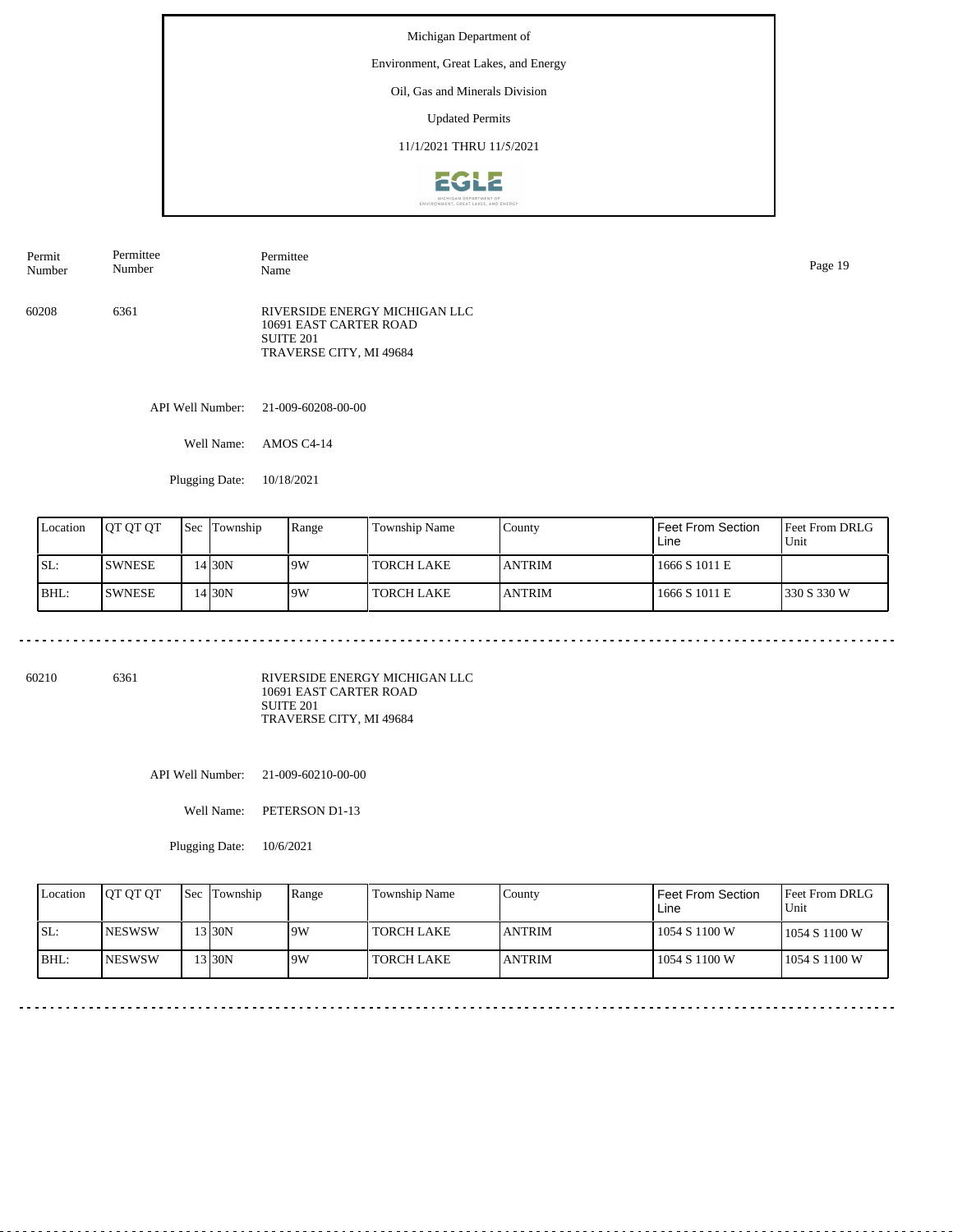Michigan Department of

Environment, Great Lakes, and Energy

Oil, Gas and Minerals Division

Updated Permits

11/1/2021 THRU 11/5/2021

| Permit Number | Permittee Number | Permittee Name |
|---|---|---|
| 60208 | 6361 | RIVERSIDE ENERGY MICHIGAN LLC<br>10691 EAST CARTER ROAD<br>SUITE 201<br>TRAVERSE CITY, MI 49684 |

API Well Number: 21-009-60208-00-00

Well Name: AMOS C4-14

Plugging Date: 10/18/2021

| Location | QT QT QT | Sec | Township | Range | Township Name | County | Feet From Section Line | Feet From DRLG Unit |
|---|---|---|---|---|---|---|---|---|
| SL: | SWNESE | 14 | 30N | 9W | TORCH LAKE | ANTRIM | 1666 S 1011 E | |
| BHL: | SWNESE | 14 | 30N | 9W | TORCH LAKE | ANTRIM | 1666 S 1011 E | 330 S 330 W |

---

| Permit Number | Permittee Number | Permittee Name |
|---|---|---|
| 60210 | 6361 | RIVERSIDE ENERGY MICHIGAN LLC<br>10691 EAST CARTER ROAD<br>SUITE 201<br>TRAVERSE CITY, MI 49684 |

API Well Number: 21-009-60210-00-00

Well Name: PETERSON D1-13

Plugging Date: 10/6/2021

| Location | QT QT QT | Sec | Township | Range | Township Name | County | Feet From Section Line | Feet From DRLG Unit |
|---|---|---|---|---|---|---|---|---|
| SL: | NESWSW | 13 | 30N | 9W | TORCH LAKE | ANTRIM | 1054 S 1100 W | 1054 S 1100 W |
| BHL: | NESWSW | 13 | 30N | 9W | TORCH LAKE | ANTRIM | 1054 S 1100 W | 1054 S 1100 W |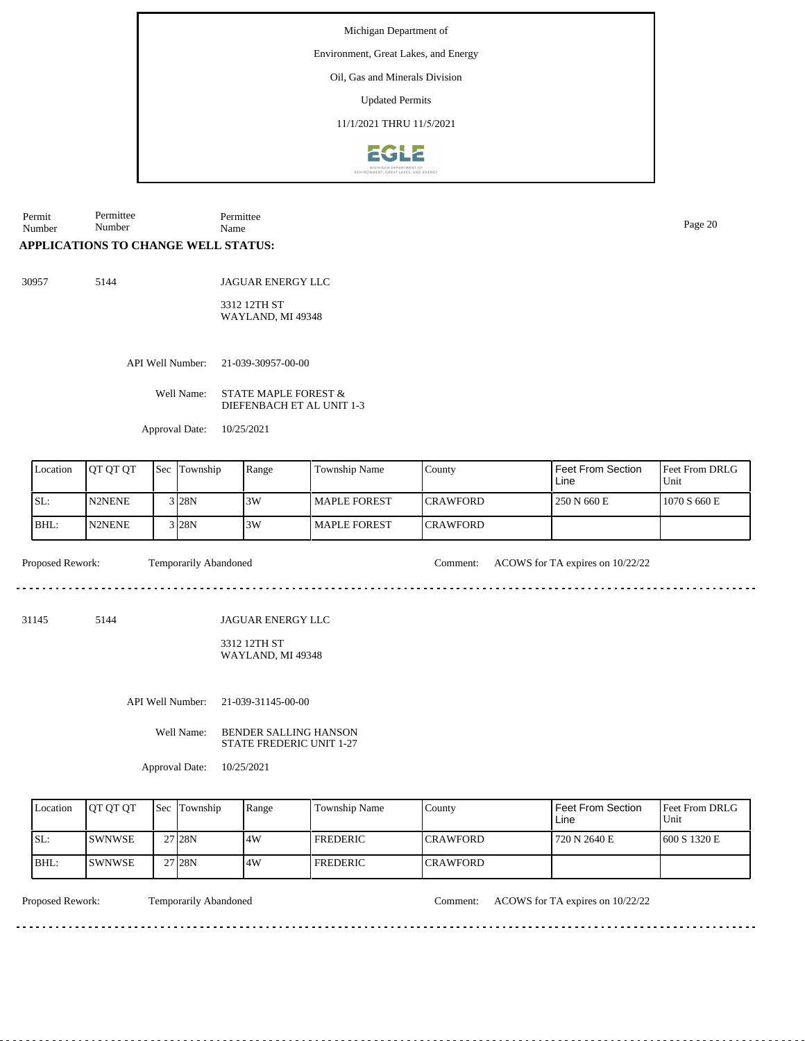Michigan Department of

Environment, Great Lakes, and Energy

Oil, Gas and Minerals Division

Updated Permits

11/1/2021 THRU 11/5/2021

| Permit Number | Permittee Number | Permittee Name |
|---|---|---|

## APPLICATIONS TO CHANGE WELL STATUS:

30957 5144 JAGUAR ENERGY LLC

3312 12TH ST
WAYLAND, MI 49348

API Well Number: 21-039-30957-00-00

Well Name: STATE MAPLE FOREST & DIEFENBACH ET AL UNIT 1-3

Approval Date: 10/25/2021

| Location | QT QT QT | Sec | Township | Range | Township Name | County | Feet From Section Line | Feet From DRLG Unit |
|---|---|---|---|---|---|---|---|---|
| SL: | N2NENE | 3 | 28N | 3W | MAPLE FOREST | CRAWFORD | 250 N 660 E | 1070 S 660 E |
| BHL: | N2NENE | 3 | 28N | 3W | MAPLE FOREST | CRAWFORD | | |

Proposed Rework: Temporarily Abandoned Comment: ACOWS for TA expires on 10/22/22

---

31145 5144 JAGUAR ENERGY LLC

3312 12TH ST
WAYLAND, MI 49348

API Well Number: 21-039-31145-00-00

Well Name: BENDER SALLING HANSON STATE FREDERIC UNIT 1-27

Approval Date: 10/25/2021

| Location | QT QT QT | Sec | Township | Range | Township Name | County | Feet From Section Line | Feet From DRLG Unit |
|---|---|---|---|---|---|---|---|---|
| SL: | SWNWSE | 27 | 28N | 4W | FREDERIC | CRAWFORD | 720 N 2640 E | 600 S 1320 E |
| BHL: | SWNWSE | 27 | 28N | 4W | FREDERIC | CRAWFORD | | |

Proposed Rework: Temporarily Abandoned Comment: ACOWS for TA expires on 10/22/22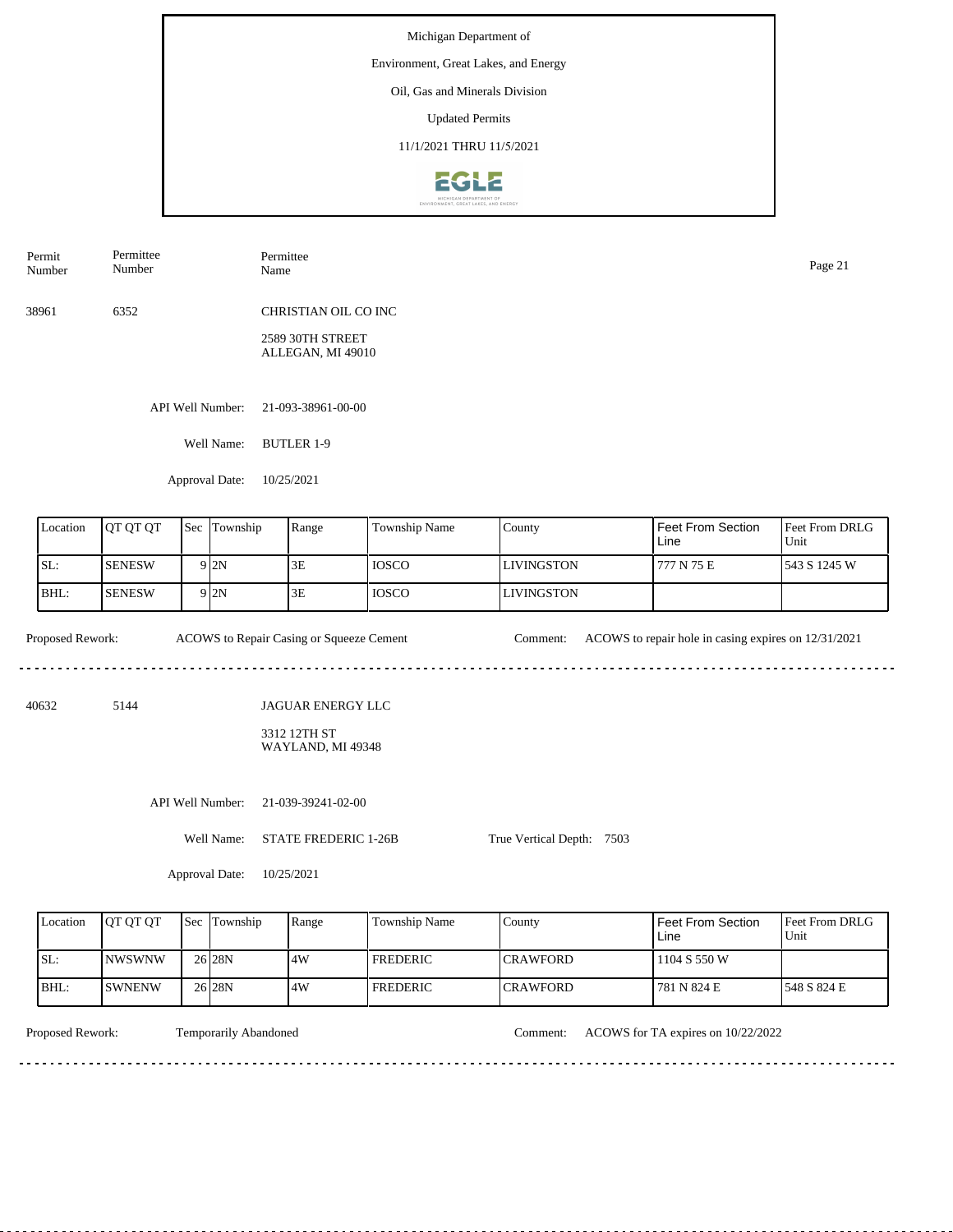Michigan Department of

Environment, Great Lakes, and Energy

Oil, Gas and Minerals Division

Updated Permits

11/1/2021 THRU 11/5/2021

| Permit Number | Permittee Number | Permittee Name |
|---|---|---|

38961 6352 CHRISTIAN OIL CO INC

2589 30TH STREET
ALLEGAN, MI 49010

API Well Number: 21-093-38961-00-00

Well Name: BUTLER 1-9

Approval Date: 10/25/2021

| Location | QT QT QT | Sec | Township | Range | Township Name | County | Feet From Section Line | Feet From DRLG Unit |
|---|---|---|---|---|---|---|---|---|
| SL: | SENESW | 9 | 2N | 3E | IOSCO | LIVINGSTON | 777 N 75 E | 543 S 1245 W |
| BHL: | SENESW | 9 | 2N | 3E | IOSCO | LIVINGSTON | | |

Proposed Rework: ACOWS to Repair Casing or Squeeze Cement

Comment: ACOWS to repair hole in casing expires on 12/31/2021

---

40632 5144 JAGUAR ENERGY LLC

3312 12TH ST
WAYLAND, MI 49348

API Well Number: 21-039-39241-02-00

Well Name: STATE FREDERIC 1-26B

True Vertical Depth: 7503

Approval Date: 10/25/2021

| Location | QT QT QT | Sec | Township | Range | Township Name | County | Feet From Section Line | Feet From DRLG Unit |
|---|---|---|---|---|---|---|---|---|
| SL: | NWSWNW | 26 | 28N | 4W | FREDERIC | CRAWFORD | 1104 S 550 W | |
| BHL: | SWNENW | 26 | 28N | 4W | FREDERIC | CRAWFORD | 781 N 824 E | 548 S 824 E |

Proposed Rework: Temporarily Abandoned

Comment: ACOWS for TA expires on 10/22/2022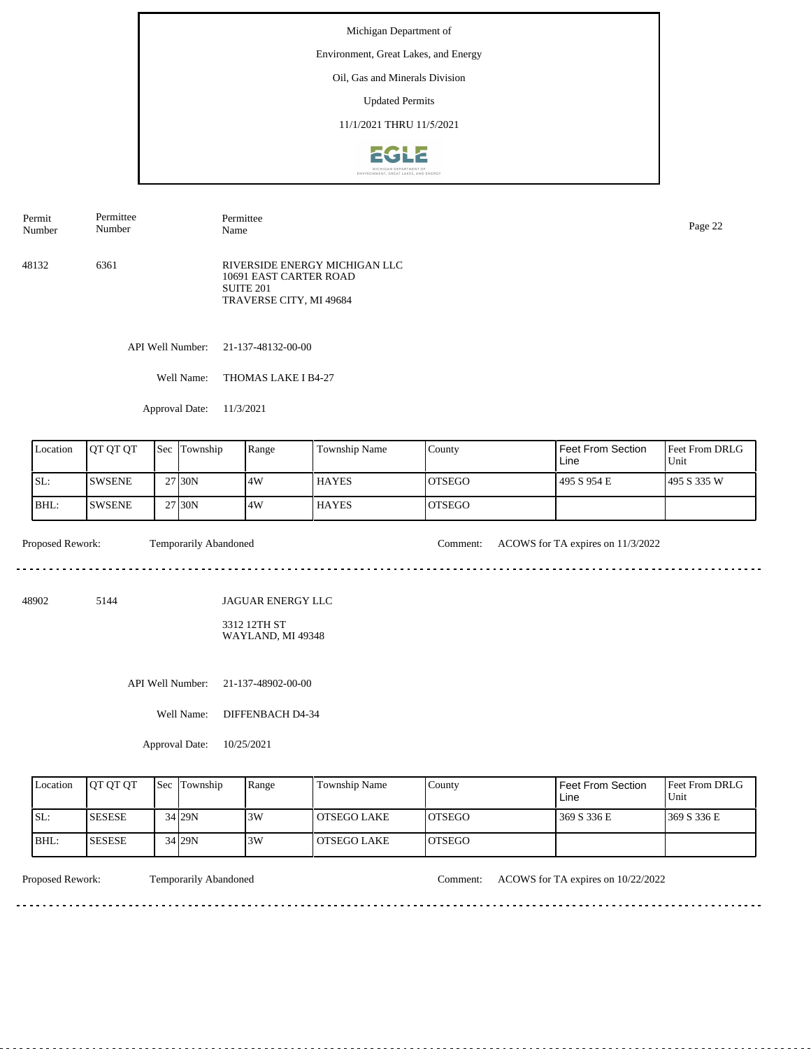Michigan Department of

Environment, Great Lakes, and Energy

Oil, Gas and Minerals Division

Updated Permits

11/1/2021 THRU 11/5/2021

| Permit Number | Permittee Number | Permittee Name |
|---|---|---|

48132 | 6361 | RIVERSIDE ENERGY MICHIGAN LLC
10691 EAST CARTER ROAD
SUITE 201
TRAVERSE CITY, MI 49684

API Well Number: 21-137-48132-00-00

Well Name: THOMAS LAKE I B4-27

Approval Date: 11/3/2021

| Location | QT QT QT | Sec | Township | Range | Township Name | County | Feet From Section Line | Feet From DRLG Unit |
|---|---|---|---|---|---|---|---|---|
| SL: | SWSENE | 27 | 30N | 4W | HAYES | OTSEGO | 495 S 954 E | 495 S 335 W |
| BHL: | SWSENE | 27 | 30N | 4W | HAYES | OTSEGO | | |

Proposed Rework: Temporarily Abandoned

Comment: ACOWS for TA expires on 11/3/2022

---

48902 | 5144 | JAGUAR ENERGY LLC
3312 12TH ST
WAYLAND, MI 49348

API Well Number: 21-137-48902-00-00

Well Name: DIFFENBACH D4-34

Approval Date: 10/25/2021

| Location | QT QT QT | Sec | Township | Range | Township Name | County | Feet From Section Line | Feet From DRLG Unit |
|---|---|---|---|---|---|---|---|---|
| SL: | SESESE | 34 | 29N | 3W | OTSEGO LAKE | OTSEGO | 369 S 336 E | 369 S 336 E |
| BHL: | SESESE | 34 | 29N | 3W | OTSEGO LAKE | OTSEGO | | |

Proposed Rework: Temporarily Abandoned

Comment: ACOWS for TA expires on 10/22/2022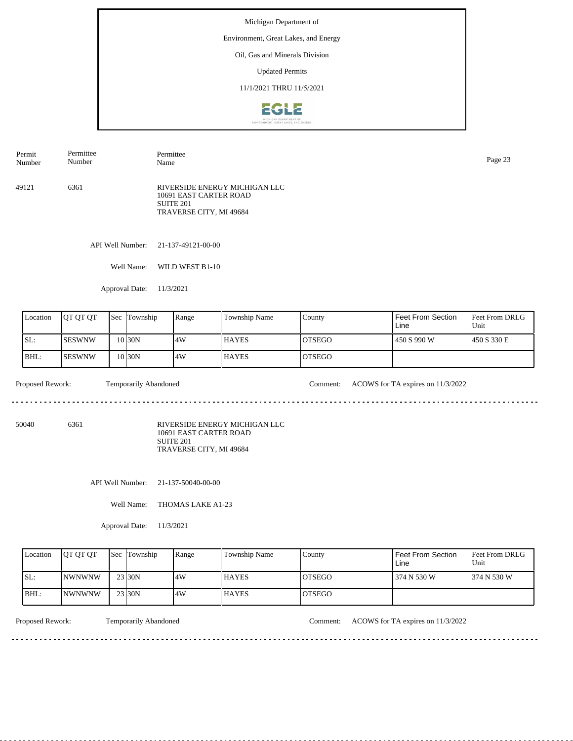Michigan Department of

Environment, Great Lakes, and Energy

Oil, Gas and Minerals Division

Updated Permits

11/1/2021 THRU 11/5/2021

| Permit Number | Permittee Number | Permittee Name |
|---|---|---|
| 49121 | 6361 | RIVERSIDE ENERGY MICHIGAN LLC<br>10691 EAST CARTER ROAD<br>SUITE 201<br>TRAVERSE CITY, MI 49684 |

API Well Number: 21-137-49121-00-00

Well Name: WILD WEST B1-10

Approval Date: 11/3/2021

| Location | QT QT QT | Sec | Township | Range | Township Name | County | Feet From Section Line | Feet From DRLG Unit |
|---|---|---|---|---|---|---|---|---|
| SL: | SESWNW | 10 | 30N | 4W | HAYES | OTSEGO | 450 S 990 W | 450 S 330 E |
| BHL: | SESWNW | 10 | 30N | 4W | HAYES | OTSEGO | | |

Proposed Rework: Temporarily Abandoned

Comment: ACOWS for TA expires on 11/3/2022

| Permit Number | Permittee Number | Permittee Name |
|---|---|---|
| 50040 | 6361 | RIVERSIDE ENERGY MICHIGAN LLC<br>10691 EAST CARTER ROAD<br>SUITE 201<br>TRAVERSE CITY, MI 49684 |

API Well Number: 21-137-50040-00-00

Well Name: THOMAS LAKE A1-23

Approval Date: 11/3/2021

| Location | QT QT QT | Sec | Township | Range | Township Name | County | Feet From Section Line | Feet From DRLG Unit |
|---|---|---|---|---|---|---|---|---|
| SL: | NWNWNW | 23 | 30N | 4W | HAYES | OTSEGO | 374 N 530 W | 374 N 530 W |
| BHL: | NWNWNW | 23 | 30N | 4W | HAYES | OTSEGO | | |

Proposed Rework: Temporarily Abandoned

Comment: ACOWS for TA expires on 11/3/2022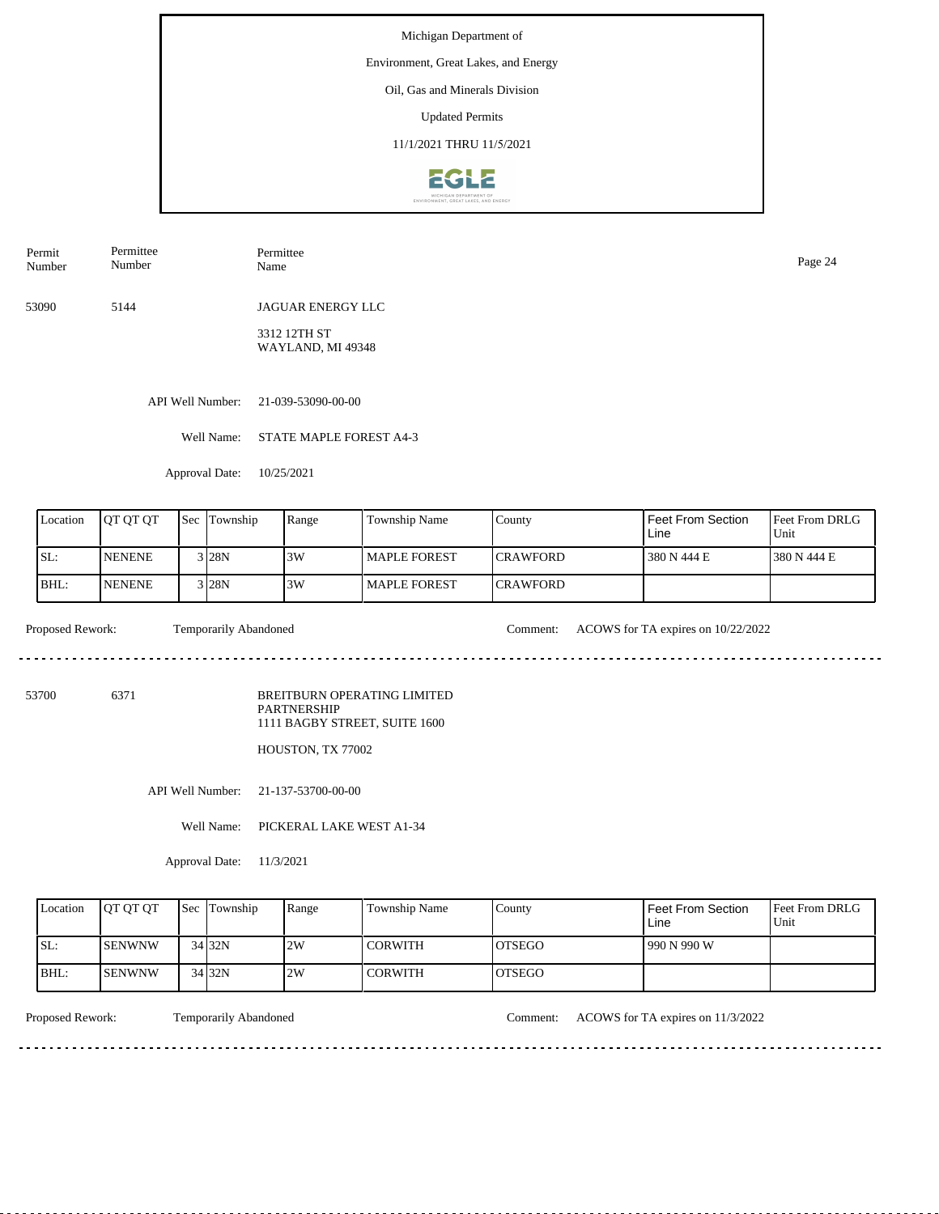Michigan Department of

Environment, Great Lakes, and Energy

Oil, Gas and Minerals Division

Updated Permits

11/1/2021 THRU 11/5/2021

| Permit Number | Permittee Number | Permittee Name |
|---|---|---|
| 53090 | 5144 | JAGUAR ENERGY LLC<br>3312 12TH ST<br>WAYLAND, MI 49348 |

API Well Number: 21-039-53090-00-00

Well Name: STATE MAPLE FOREST A4-3

Approval Date: 10/25/2021

| Location | QT QT QT | Sec | Township | Range | Township Name | County | Feet From Section Line | Feet From DRLG Unit |
|---|---|---|---|---|---|---|---|---|
| SL: | NENENE | 3 | 28N | 3W | MAPLE FOREST | CRAWFORD | 380 N 444 E | 380 N 444 E |
| BHL: | NENENE | 3 | 28N | 3W | MAPLE FOREST | CRAWFORD | | |

Proposed Rework: Temporarily Abandoned

Comment: ACOWS for TA expires on 10/22/2022

---

| Permit Number | Permittee Number | Permittee Name |
|---|---|---|
| 53700 | 6371 | BREITBURN OPERATING LIMITED PARTNERSHIP<br>1111 BAGBY STREET, SUITE 1600<br>HOUSTON, TX 77002 |

API Well Number: 21-137-53700-00-00

Well Name: PICKERAL LAKE WEST A1-34

Approval Date: 11/3/2021

| Location | QT QT QT | Sec | Township | Range | Township Name | County | Feet From Section Line | Feet From DRLG Unit |
|---|---|---|---|---|---|---|---|---|
| SL: | SENWNW | 34 | 32N | 2W | CORWITH | OTSEGO | 990 N 990 W | |
| BHL: | SENWNW | 34 | 32N | 2W | CORWITH | OTSEGO | | |

Proposed Rework: Temporarily Abandoned

Comment: ACOWS for TA expires on 11/3/2022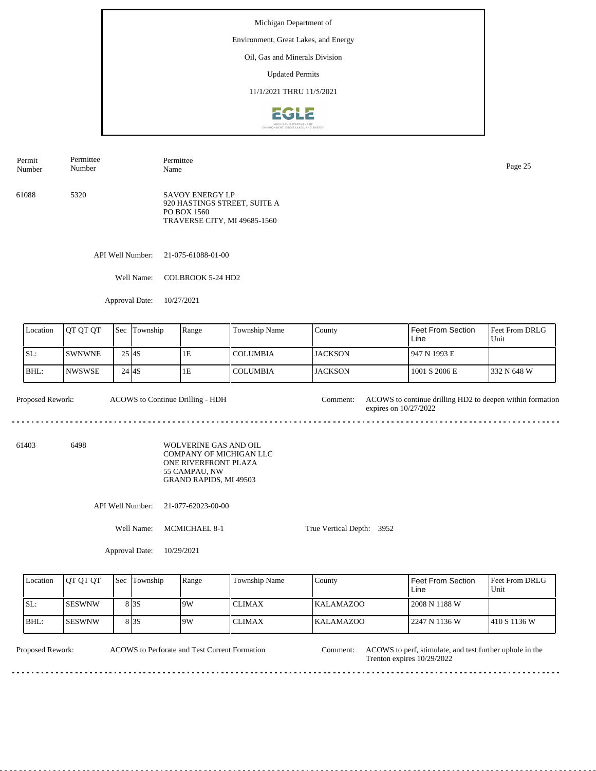Michigan Department of

Environment, Great Lakes, and Energy

Oil, Gas and Minerals Division

Updated Permits

11/1/2021 THRU 11/5/2021

| Permit Number | Permittee Number | Permittee Name |
|---|---|---|
| 61088 | 5320 | SAVOY ENERGY LP<br>920 HASTINGS STREET, SUITE A<br>PO BOX 1560<br>TRAVERSE CITY, MI 49685-1560 |

API Well Number: 21-075-61088-01-00

Well Name: COLBROOK 5-24 HD2

Approval Date: 10/27/2021

| Location | QT QT QT | Sec | Township | Range | Township Name | County | Feet From Section Line | Feet From DRLG Unit |
|---|---|---|---|---|---|---|---|---|
| SL: | SWNWNE | 25 | 4S | 1E | COLUMBIA | JACKSON | 947 N 1993 E | |
| BHL: | NWSWSE | 24 | 4S | 1E | COLUMBIA | JACKSON | 1001 S 2006 E | 332 N 648 W |

Proposed Rework: ACOWS to Continue Drilling - HDH

Comment: ACOWS to continue drilling HD2 to deepen within formation expires on 10/27/2022

---

| Permit Number | Permittee Number | Permittee Name |
|---|---|---|
| 61403 | 6498 | WOLVERINE GAS AND OIL COMPANY OF MICHIGAN LLC<br>ONE RIVERFRONT PLAZA<br>55 CAMPAU, NW<br>GRAND RAPIDS, MI 49503 |

API Well Number: 21-077-62023-00-00

Well Name: MCMICHAEL 8-1

True Vertical Depth: 3952

Approval Date: 10/29/2021

| Location | QT QT QT | Sec | Township | Range | Township Name | County | Feet From Section Line | Feet From DRLG Unit |
|---|---|---|---|---|---|---|---|---|
| SL: | SESWNW | 8 | 3S | 9W | CLIMAX | KALAMAZOO | 2008 N 1188 W | |
| BHL: | SESWNW | 8 | 3S | 9W | CLIMAX | KALAMAZOO | 2247 N 1136 W | 410 S 1136 W |

Proposed Rework: ACOWS to Perforate and Test Current Formation

Comment: ACOWS to perf, stimulate, and test further uphole in the Trenton expires 10/29/2022